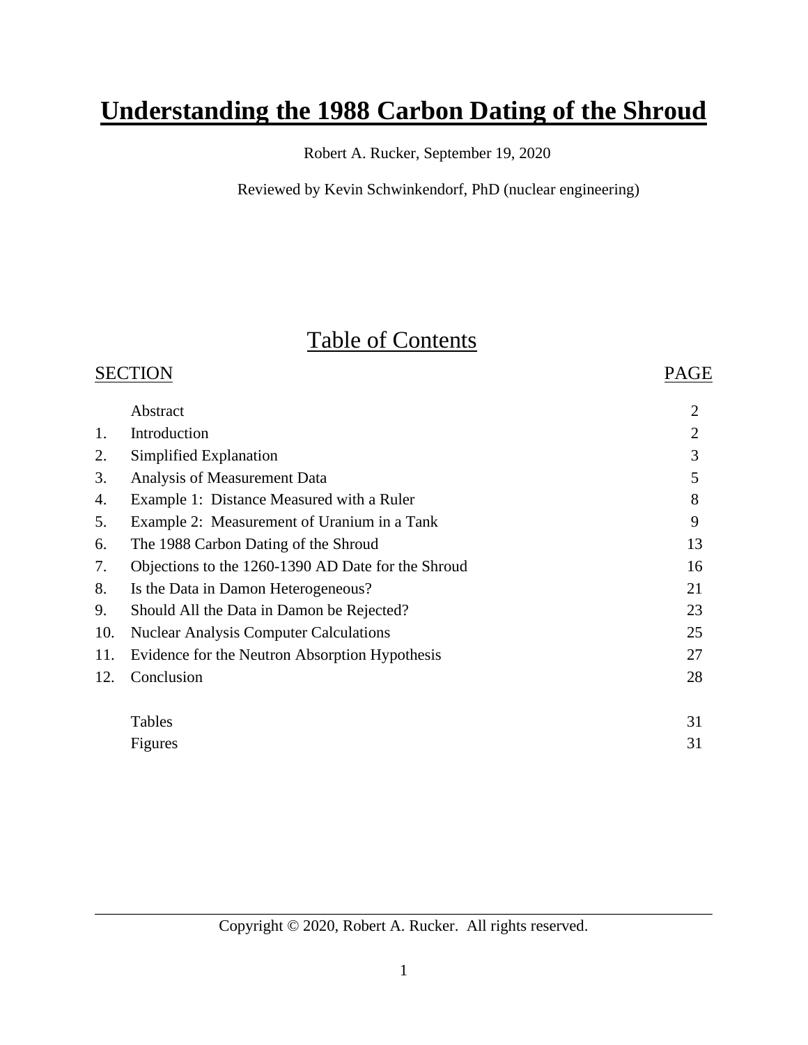# Understanding the 1988 Carbon Dating of the Shroud

Robert A. Rucker, September 19, 2020

Reviewed by Kevin Schwinkendorf, PhD (nuclear engineering)

## Table of Contents

| SECTION | | PAGE |
|---|---|---|
| | Abstract | 2 |
| 1. | Introduction | 2 |
| 2. | Simplified Explanation | 3 |
| 3. | Analysis of Measurement Data | 5 |
| 4. | Example 1: Distance Measured with a Ruler | 8 |
| 5. | Example 2: Measurement of Uranium in a Tank | 9 |
| 6. | The 1988 Carbon Dating of the Shroud | 13 |
| 7. | Objections to the 1260-1390 AD Date for the Shroud | 16 |
| 8. | Is the Data in Damon Heterogeneous? | 21 |
| 9. | Should All the Data in Damon be Rejected? | 23 |
| 10. | Nuclear Analysis Computer Calculations | 25 |
| 11. | Evidence for the Neutron Absorption Hypothesis | 27 |
| 12. | Conclusion | 28 |
| | Tables | 31 |
| | Figures | 31 |

Copyright © 2020, Robert A. Rucker. All rights reserved.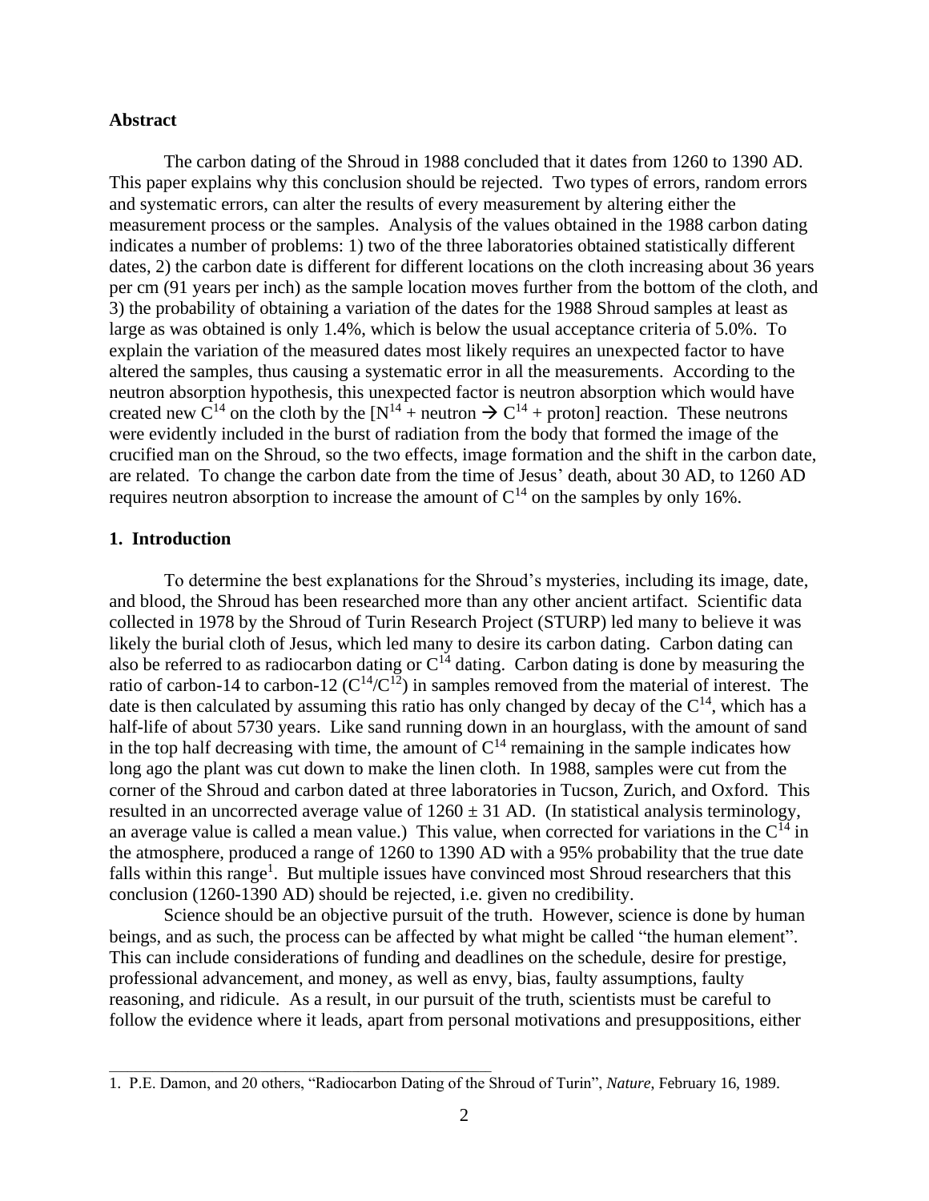**Abstract**

The carbon dating of the Shroud in 1988 concluded that it dates from 1260 to 1390 AD. This paper explains why this conclusion should be rejected. Two types of errors, random errors and systematic errors, can alter the results of every measurement by altering either the measurement process or the samples. Analysis of the values obtained in the 1988 carbon dating indicates a number of problems: 1) two of the three laboratories obtained statistically different dates, 2) the carbon date is different for different locations on the cloth increasing about 36 years per cm (91 years per inch) as the sample location moves further from the bottom of the cloth, and 3) the probability of obtaining a variation of the dates for the 1988 Shroud samples at least as large as was obtained is only 1.4%, which is below the usual acceptance criteria of 5.0%. To explain the variation of the measured dates most likely requires an unexpected factor to have altered the samples, thus causing a systematic error in all the measurements. According to the neutron absorption hypothesis, this unexpected factor is neutron absorption which would have created new $C^{14}$ on the cloth by the [$N^{14}$ + neutron $\rightarrow$ $C^{14}$ + proton] reaction. These neutrons were evidently included in the burst of radiation from the body that formed the image of the crucified man on the Shroud, so the two effects, image formation and the shift in the carbon date, are related. To change the carbon date from the time of Jesus' death, about 30 AD, to 1260 AD requires neutron absorption to increase the amount of $C^{14}$ on the samples by only 16%.

## 1. Introduction

To determine the best explanations for the Shroud's mysteries, including its image, date, and blood, the Shroud has been researched more than any other ancient artifact. Scientific data collected in 1978 by the Shroud of Turin Research Project (STURP) led many to believe it was likely the burial cloth of Jesus, which led many to desire its carbon dating. Carbon dating can also be referred to as radiocarbon dating or $C^{14}$ dating. Carbon dating is done by measuring the ratio of carbon-14 to carbon-12 ($C^{14}/C^{12}$) in samples removed from the material of interest. The date is then calculated by assuming this ratio has only changed by decay of the $C^{14}$, which has a half-life of about 5730 years. Like sand running down in an hourglass, with the amount of sand in the top half decreasing with time, the amount of $C^{14}$ remaining in the sample indicates how long ago the plant was cut down to make the linen cloth. In 1988, samples were cut from the corner of the Shroud and carbon dated at three laboratories in Tucson, Zurich, and Oxford. This resulted in an uncorrected average value of $1260 \pm 31$ AD. (In statistical analysis terminology, an average value is called a mean value.) This value, when corrected for variations in the $C^{14}$ in the atmosphere, produced a range of 1260 to 1390 AD with a 95% probability that the true date falls within this range[1]. But multiple issues have convinced most Shroud researchers that this conclusion (1260-1390 AD) should be rejected, i.e. given no credibility.

Science should be an objective pursuit of the truth. However, science is done by human beings, and as such, the process can be affected by what might be called "the human element". This can include considerations of funding and deadlines on the schedule, desire for prestige, professional advancement, and money, as well as envy, bias, faulty assumptions, faulty reasoning, and ridicule. As a result, in our pursuit of the truth, scientists must be careful to follow the evidence where it leads, apart from personal motivations and presuppositions, either

1. P.E. Damon, and 20 others, "Radiocarbon Dating of the Shroud of Turin", *Nature*, February 16, 1989.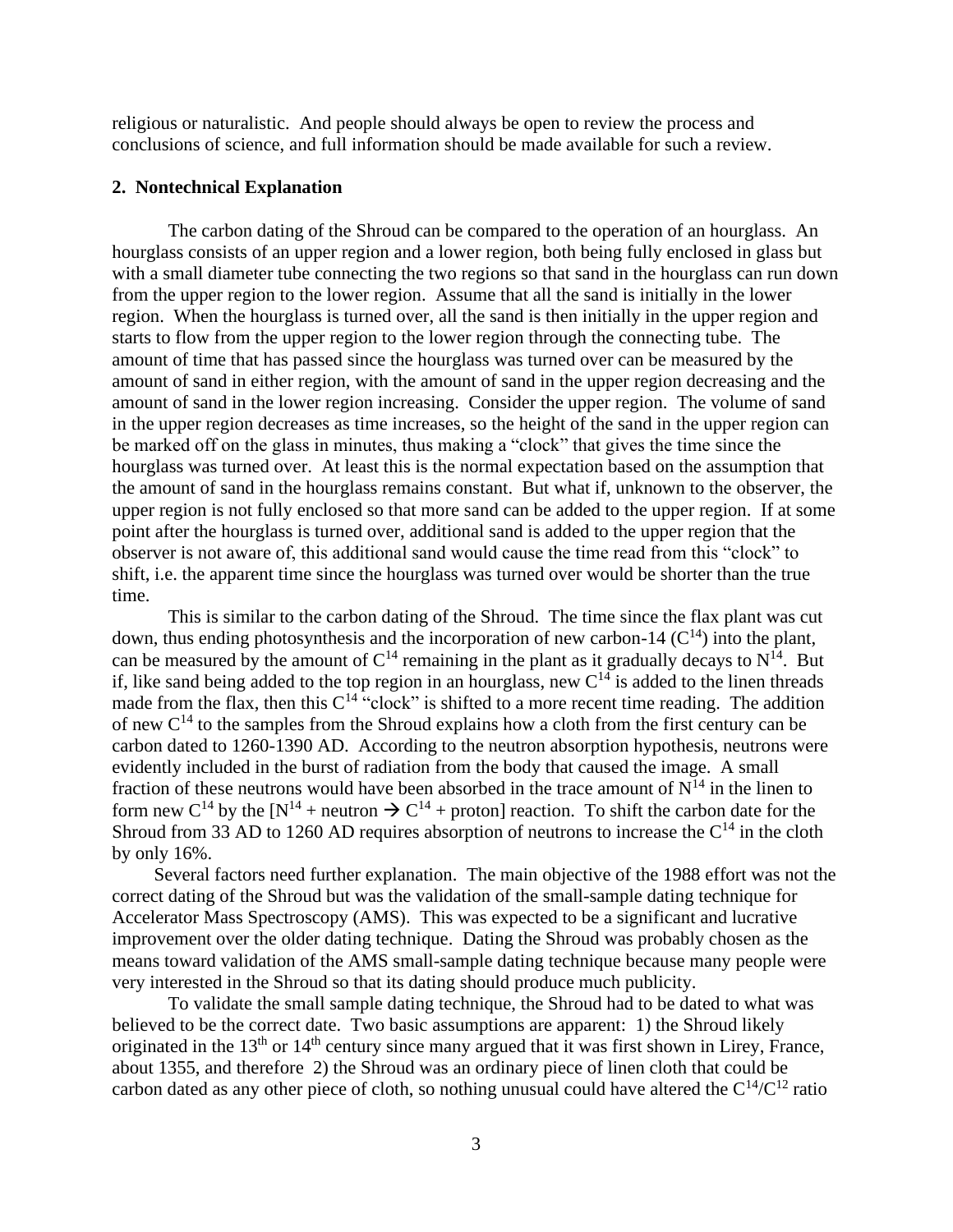religious or naturalistic. And people should always be open to review the process and conclusions of science, and full information should be made available for such a review.

**2. Nontechnical Explanation**

The carbon dating of the Shroud can be compared to the operation of an hourglass. An hourglass consists of an upper region and a lower region, both being fully enclosed in glass but with a small diameter tube connecting the two regions so that sand in the hourglass can run down from the upper region to the lower region. Assume that all the sand is initially in the lower region. When the hourglass is turned over, all the sand is then initially in the upper region and starts to flow from the upper region to the lower region through the connecting tube. The amount of time that has passed since the hourglass was turned over can be measured by the amount of sand in either region, with the amount of sand in the upper region decreasing and the amount of sand in the lower region increasing. Consider the upper region. The volume of sand in the upper region decreases as time increases, so the height of the sand in the upper region can be marked off on the glass in minutes, thus making a "clock" that gives the time since the hourglass was turned over. At least this is the normal expectation based on the assumption that the amount of sand in the hourglass remains constant. But what if, unknown to the observer, the upper region is not fully enclosed so that more sand can be added to the upper region. If at some point after the hourglass is turned over, additional sand is added to the upper region that the observer is not aware of, this additional sand would cause the time read from this "clock" to shift, i.e. the apparent time since the hourglass was turned over would be shorter than the true time.

This is similar to the carbon dating of the Shroud. The time since the flax plant was cut down, thus ending photosynthesis and the incorporation of new carbon-14 ($C^{14}$) into the plant, can be measured by the amount of $C^{14}$ remaining in the plant as it gradually decays to $N^{14}$. But if, like sand being added to the top region in an hourglass, new $C^{14}$ is added to the linen threads made from the flax, then this $C^{14}$ "clock" is shifted to a more recent time reading. The addition of new $C^{14}$ to the samples from the Shroud explains how a cloth from the first century can be carbon dated to 1260-1390 AD. According to the neutron absorption hypothesis, neutrons were evidently included in the burst of radiation from the body that caused the image. A small fraction of these neutrons would have been absorbed in the trace amount of $N^{14}$ in the linen to form new $C^{14}$ by the [$N^{14}$ + neutron $\rightarrow$ $C^{14}$ + proton] reaction. To shift the carbon date for the Shroud from 33 AD to 1260 AD requires absorption of neutrons to increase the $C^{14}$ in the cloth by only 16%.

Several factors need further explanation. The main objective of the 1988 effort was not the correct dating of the Shroud but was the validation of the small-sample dating technique for Accelerator Mass Spectroscopy (AMS). This was expected to be a significant and lucrative improvement over the older dating technique. Dating the Shroud was probably chosen as the means toward validation of the AMS small-sample dating technique because many people were very interested in the Shroud so that its dating should produce much publicity.

To validate the small sample dating technique, the Shroud had to be dated to what was believed to be the correct date. Two basic assumptions are apparent: 1) the Shroud likely originated in the 13th or 14th century since many argued that it was first shown in Lirey, France, about 1355, and therefore 2) the Shroud was an ordinary piece of linen cloth that could be carbon dated as any other piece of cloth, so nothing unusual could have altered the $C^{14}/C^{12}$ ratio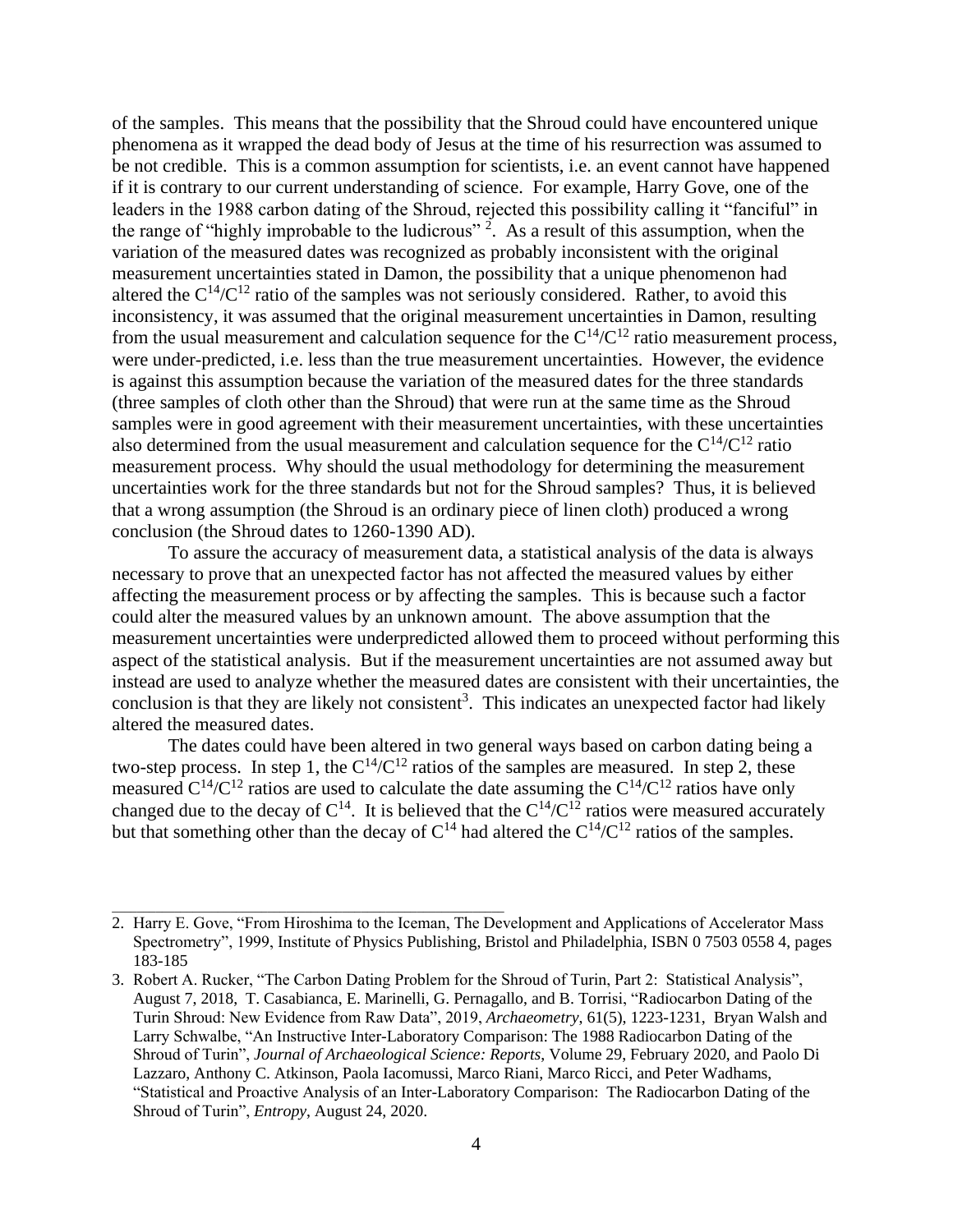of the samples. This means that the possibility that the Shroud could have encountered unique phenomena as it wrapped the dead body of Jesus at the time of his resurrection was assumed to be not credible. This is a common assumption for scientists, i.e. an event cannot have happened if it is contrary to our current understanding of science. For example, Harry Gove, one of the leaders in the 1988 carbon dating of the Shroud, rejected this possibility calling it "fanciful" in the range of "highly improbable to the ludicrous" [2]. As a result of this assumption, when the variation of the measured dates was recognized as probably inconsistent with the original measurement uncertainties stated in Damon, the possibility that a unique phenomenon had altered the $C^{14}/C^{12}$ ratio of the samples was not seriously considered. Rather, to avoid this inconsistency, it was assumed that the original measurement uncertainties in Damon, resulting from the usual measurement and calculation sequence for the $C^{14}/C^{12}$ ratio measurement process, were under-predicted, i.e. less than the true measurement uncertainties. However, the evidence is against this assumption because the variation of the measured dates for the three standards (three samples of cloth other than the Shroud) that were run at the same time as the Shroud samples were in good agreement with their measurement uncertainties, with these uncertainties also determined from the usual measurement and calculation sequence for the $C^{14}/C^{12}$ ratio measurement process. Why should the usual methodology for determining the measurement uncertainties work for the three standards but not for the Shroud samples? Thus, it is believed that a wrong assumption (the Shroud is an ordinary piece of linen cloth) produced a wrong conclusion (the Shroud dates to 1260-1390 AD).

To assure the accuracy of measurement data, a statistical analysis of the data is always necessary to prove that an unexpected factor has not affected the measured values by either affecting the measurement process or by affecting the samples. This is because such a factor could alter the measured values by an unknown amount. The above assumption that the measurement uncertainties were underpredicted allowed them to proceed without performing this aspect of the statistical analysis. But if the measurement uncertainties are not assumed away but instead are used to analyze whether the measured dates are consistent with their uncertainties, the conclusion is that they are likely not consistent[3]. This indicates an unexpected factor had likely altered the measured dates.

The dates could have been altered in two general ways based on carbon dating being a two-step process. In step 1, the $C^{14}/C^{12}$ ratios of the samples are measured. In step 2, these measured $C^{14}/C^{12}$ ratios are used to calculate the date assuming the $C^{14}/C^{12}$ ratios have only changed due to the decay of $C^{14}$. It is believed that the $C^{14}/C^{12}$ ratios were measured accurately but that something other than the decay of $C^{14}$ had altered the $C^{14}/C^{12}$ ratios of the samples.

---

2. Harry E. Gove, "From Hiroshima to the Iceman, The Development and Applications of Accelerator Mass Spectrometry", 1999, Institute of Physics Publishing, Bristol and Philadelphia, ISBN 0 7503 0558 4, pages 183-185

3. Robert A. Rucker, "The Carbon Dating Problem for the Shroud of Turin, Part 2: Statistical Analysis", August 7, 2018, T. Casabianca, E. Marinelli, G. Pernagallo, and B. Torrisi, "Radiocarbon Dating of the Turin Shroud: New Evidence from Raw Data", 2019, *Archaeometry*, 61(5), 1223-1231, Bryan Walsh and Larry Schwalbe, "An Instructive Inter-Laboratory Comparison: The 1988 Radiocarbon Dating of the Shroud of Turin", *Journal of Archaeological Science: Reports*, Volume 29, February 2020, and Paolo Di Lazzaro, Anthony C. Atkinson, Paola Iacomussi, Marco Riani, Marco Ricci, and Peter Wadhams, "Statistical and Proactive Analysis of an Inter-Laboratory Comparison: The Radiocarbon Dating of the Shroud of Turin", *Entropy*, August 24, 2020.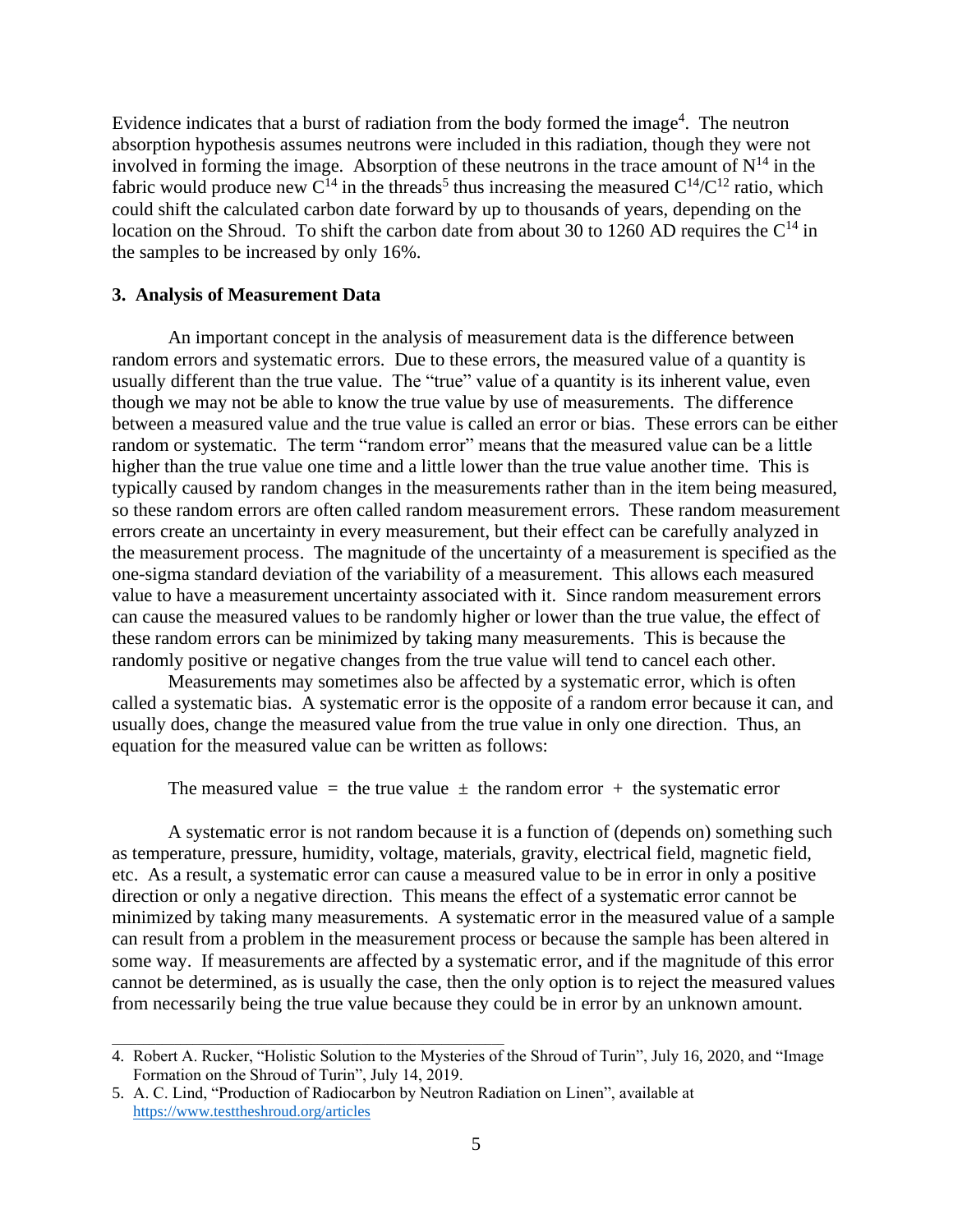Evidence indicates that a burst of radiation from the body formed the image[4]. The neutron absorption hypothesis assumes neutrons were included in this radiation, though they were not involved in forming the image. Absorption of these neutrons in the trace amount of $N^{14}$ in the fabric would produce new $C^{14}$ in the threads[5] thus increasing the measured $C^{14}/C^{12}$ ratio, which could shift the calculated carbon date forward by up to thousands of years, depending on the location on the Shroud. To shift the carbon date from about 30 to 1260 AD requires the $C^{14}$ in the samples to be increased by only 16%.

### 3. Analysis of Measurement Data

An important concept in the analysis of measurement data is the difference between random errors and systematic errors. Due to these errors, the measured value of a quantity is usually different than the true value. The "true" value of a quantity is its inherent value, even though we may not be able to know the true value by use of measurements. The difference between a measured value and the true value is called an error or bias. These errors can be either random or systematic. The term "random error" means that the measured value can be a little higher than the true value one time and a little lower than the true value another time. This is typically caused by random changes in the measurements rather than in the item being measured, so these random errors are often called random measurement errors. These random measurement errors create an uncertainty in every measurement, but their effect can be carefully analyzed in the measurement process. The magnitude of the uncertainty of a measurement is specified as the one-sigma standard deviation of the variability of a measurement. This allows each measured value to have a measurement uncertainty associated with it. Since random measurement errors can cause the measured values to be randomly higher or lower than the true value, the effect of these random errors can be minimized by taking many measurements. This is because the randomly positive or negative changes from the true value will tend to cancel each other.

Measurements may sometimes also be affected by a systematic error, which is often called a systematic bias. A systematic error is the opposite of a random error because it can, and usually does, change the measured value from the true value in only one direction. Thus, an equation for the measured value can be written as follows:

$$\text{The measured value} = \text{the true value} \pm \text{the random error} + \text{the systematic error}$$

A systematic error is not random because it is a function of (depends on) something such as temperature, pressure, humidity, voltage, materials, gravity, electrical field, magnetic field, etc. As a result, a systematic error can cause a measured value to be in error in only a positive direction or only a negative direction. This means the effect of a systematic error cannot be minimized by taking many measurements. A systematic error in the measured value of a sample can result from a problem in the measurement process or because the sample has been altered in some way. If measurements are affected by a systematic error, and if the magnitude of this error cannot be determined, as is usually the case, then the only option is to reject the measured values from necessarily being the true value because they could be in error by an unknown amount.

---

4. Robert A. Rucker, "Holistic Solution to the Mysteries of the Shroud of Turin", July 16, 2020, and "Image Formation on the Shroud of Turin", July 14, 2019.
5. A. C. Lind, "Production of Radiocarbon by Neutron Radiation on Linen", available at https://www.testtheshroud.org/articles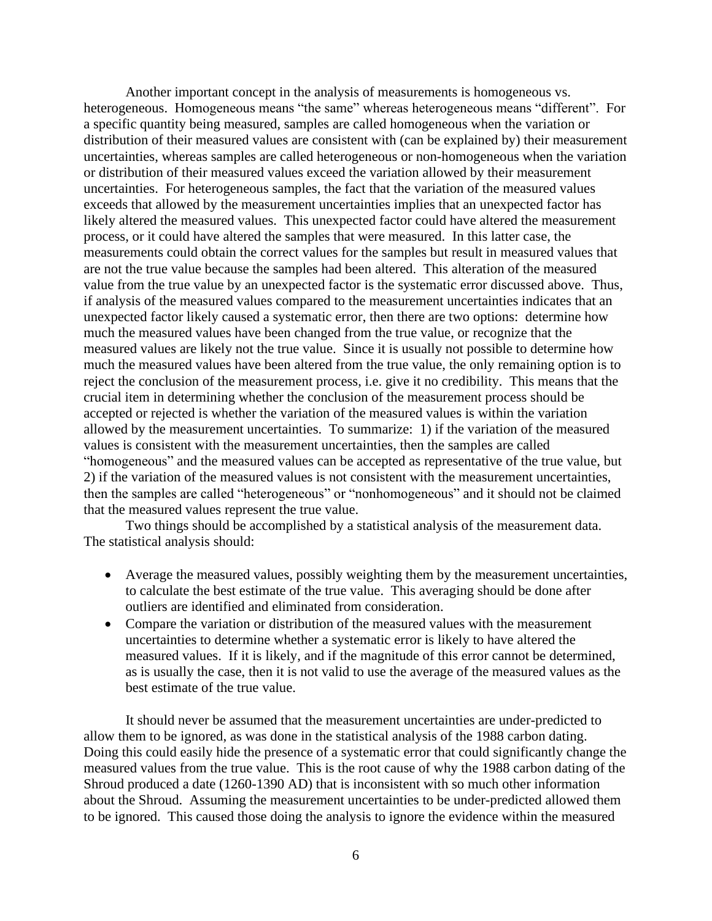Another important concept in the analysis of measurements is homogeneous vs. heterogeneous. Homogeneous means "the same" whereas heterogeneous means "different". For a specific quantity being measured, samples are called homogeneous when the variation or distribution of their measured values are consistent with (can be explained by) their measurement uncertainties, whereas samples are called heterogeneous or non-homogeneous when the variation or distribution of their measured values exceed the variation allowed by their measurement uncertainties. For heterogeneous samples, the fact that the variation of the measured values exceeds that allowed by the measurement uncertainties implies that an unexpected factor has likely altered the measured values. This unexpected factor could have altered the measurement process, or it could have altered the samples that were measured. In this latter case, the measurements could obtain the correct values for the samples but result in measured values that are not the true value because the samples had been altered. This alteration of the measured value from the true value by an unexpected factor is the systematic error discussed above. Thus, if analysis of the measured values compared to the measurement uncertainties indicates that an unexpected factor likely caused a systematic error, then there are two options: determine how much the measured values have been changed from the true value, or recognize that the measured values are likely not the true value. Since it is usually not possible to determine how much the measured values have been altered from the true value, the only remaining option is to reject the conclusion of the measurement process, i.e. give it no credibility. This means that the crucial item in determining whether the conclusion of the measurement process should be accepted or rejected is whether the variation of the measured values is within the variation allowed by the measurement uncertainties. To summarize: 1) if the variation of the measured values is consistent with the measurement uncertainties, then the samples are called "homogeneous" and the measured values can be accepted as representative of the true value, but 2) if the variation of the measured values is not consistent with the measurement uncertainties, then the samples are called "heterogeneous" or "nonhomogeneous" and it should not be claimed that the measured values represent the true value.

Two things should be accomplished by a statistical analysis of the measurement data. The statistical analysis should:

- Average the measured values, possibly weighting them by the measurement uncertainties, to calculate the best estimate of the true value. This averaging should be done after outliers are identified and eliminated from consideration.
- Compare the variation or distribution of the measured values with the measurement uncertainties to determine whether a systematic error is likely to have altered the measured values. If it is likely, and if the magnitude of this error cannot be determined, as is usually the case, then it is not valid to use the average of the measured values as the best estimate of the true value.

It should never be assumed that the measurement uncertainties are under-predicted to allow them to be ignored, as was done in the statistical analysis of the 1988 carbon dating. Doing this could easily hide the presence of a systematic error that could significantly change the measured values from the true value. This is the root cause of why the 1988 carbon dating of the Shroud produced a date (1260-1390 AD) that is inconsistent with so much other information about the Shroud. Assuming the measurement uncertainties to be under-predicted allowed them to be ignored. This caused those doing the analysis to ignore the evidence within the measured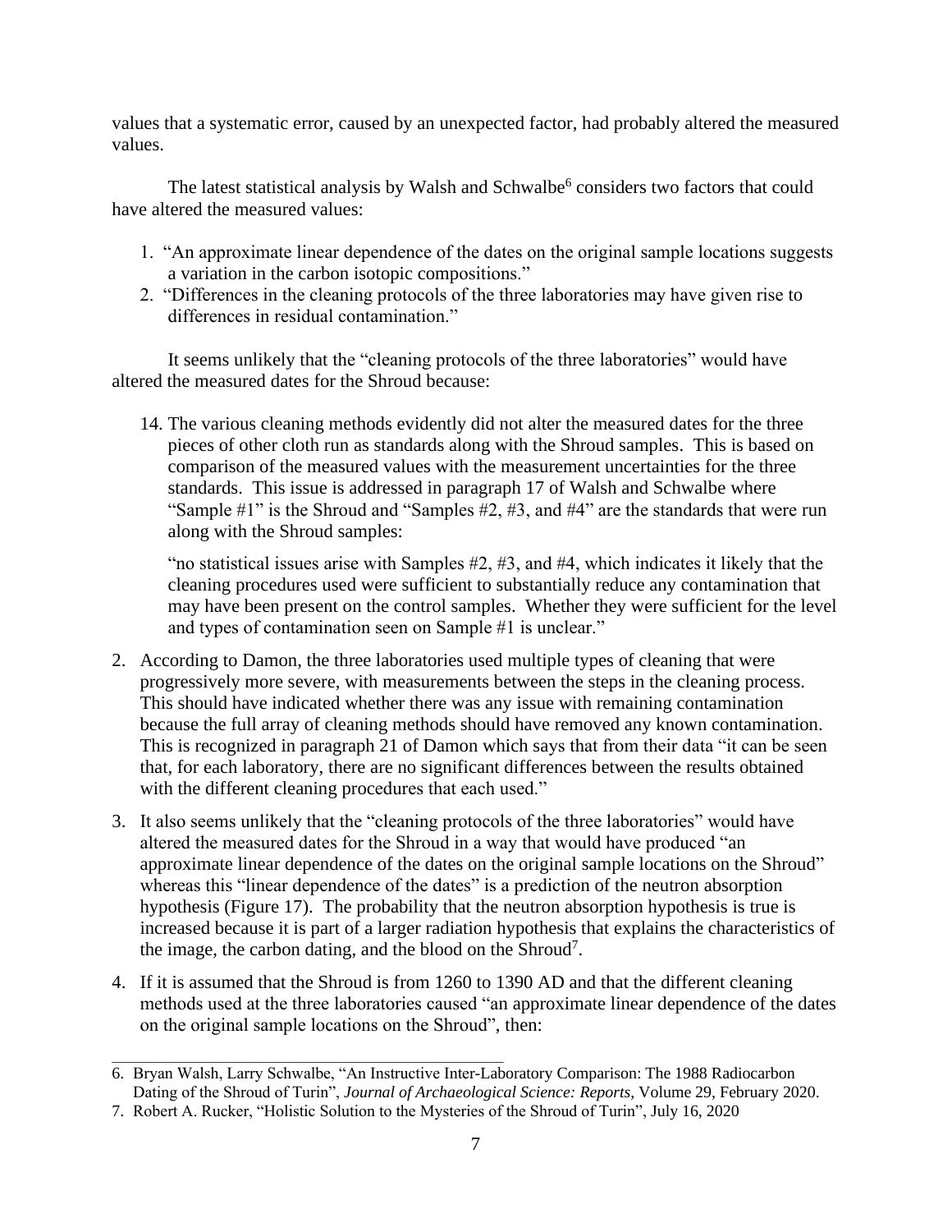values that a systematic error, caused by an unexpected factor, had probably altered the measured values.

The latest statistical analysis by Walsh and Schwalbe[6] considers two factors that could have altered the measured values:

1. "An approximate linear dependence of the dates on the original sample locations suggests a variation in the carbon isotopic compositions."
2. "Differences in the cleaning protocols of the three laboratories may have given rise to differences in residual contamination."

It seems unlikely that the "cleaning protocols of the three laboratories" would have altered the measured dates for the Shroud because:

14. The various cleaning methods evidently did not alter the measured dates for the three pieces of other cloth run as standards along with the Shroud samples. This is based on comparison of the measured values with the measurement uncertainties for the three standards. This issue is addressed in paragraph 17 of Walsh and Schwalbe where "Sample #1" is the Shroud and "Samples #2, #3, and #4" are the standards that were run along with the Shroud samples:

    "no statistical issues arise with Samples #2, #3, and #4, which indicates it likely that the cleaning procedures used were sufficient to substantially reduce any contamination that may have been present on the control samples. Whether they were sufficient for the level and types of contamination seen on Sample #1 is unclear."

2. According to Damon, the three laboratories used multiple types of cleaning that were progressively more severe, with measurements between the steps in the cleaning process. This should have indicated whether there was any issue with remaining contamination because the full array of cleaning methods should have removed any known contamination. This is recognized in paragraph 21 of Damon which says that from their data "it can be seen that, for each laboratory, there are no significant differences between the results obtained with the different cleaning procedures that each used."

3. It also seems unlikely that the "cleaning protocols of the three laboratories" would have altered the measured dates for the Shroud in a way that would have produced "an approximate linear dependence of the dates on the original sample locations on the Shroud" whereas this "linear dependence of the dates" is a prediction of the neutron absorption hypothesis (Figure 17). The probability that the neutron absorption hypothesis is true is increased because it is part of a larger radiation hypothesis that explains the characteristics of the image, the carbon dating, and the blood on the Shroud[7].

4. If it is assumed that the Shroud is from 1260 to 1390 AD and that the different cleaning methods used at the three laboratories caused "an approximate linear dependence of the dates on the original sample locations on the Shroud", then:

---

6. Bryan Walsh, Larry Schwalbe, "An Instructive Inter-Laboratory Comparison: The 1988 Radiocarbon Dating of the Shroud of Turin", *Journal of Archaeological Science: Reports,* Volume 29, February 2020.
7. Robert A. Rucker, "Holistic Solution to the Mysteries of the Shroud of Turin", July 16, 2020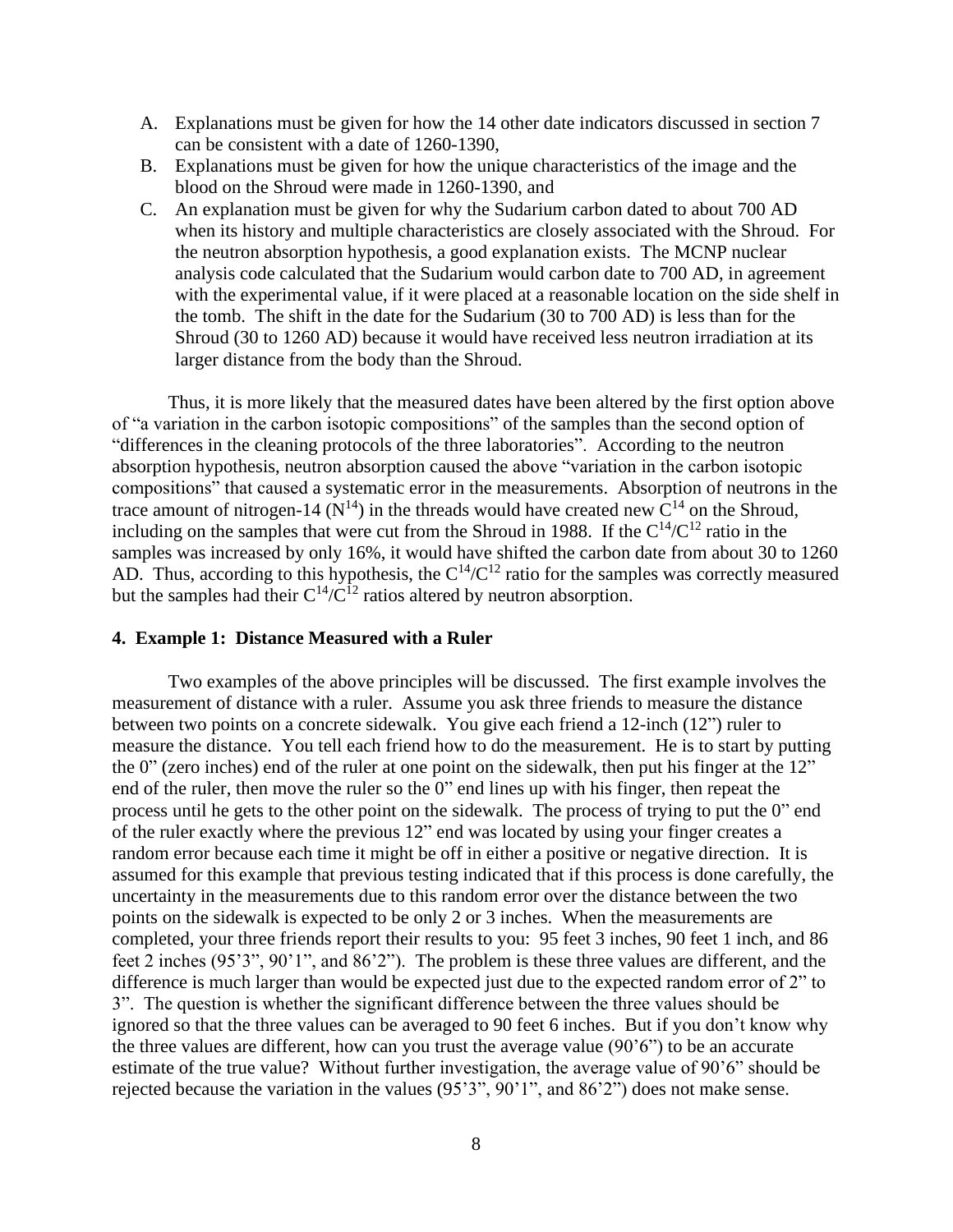A. Explanations must be given for how the 14 other date indicators discussed in section 7 can be consistent with a date of 1260-1390,
B. Explanations must be given for how the unique characteristics of the image and the blood on the Shroud were made in 1260-1390, and
C. An explanation must be given for why the Sudarium carbon dated to about 700 AD when its history and multiple characteristics are closely associated with the Shroud. For the neutron absorption hypothesis, a good explanation exists. The MCNP nuclear analysis code calculated that the Sudarium would carbon date to 700 AD, in agreement with the experimental value, if it were placed at a reasonable location on the side shelf in the tomb. The shift in the date for the Sudarium (30 to 700 AD) is less than for the Shroud (30 to 1260 AD) because it would have received less neutron irradiation at its larger distance from the body than the Shroud.

Thus, it is more likely that the measured dates have been altered by the first option above of "a variation in the carbon isotopic compositions" of the samples than the second option of "differences in the cleaning protocols of the three laboratories". According to the neutron absorption hypothesis, neutron absorption caused the above "variation in the carbon isotopic compositions" that caused a systematic error in the measurements. Absorption of neutrons in the trace amount of nitrogen-14 ($N^{14}$) in the threads would have created new $C^{14}$ on the Shroud, including on the samples that were cut from the Shroud in 1988. If the $C^{14}/C^{12}$ ratio in the samples was increased by only 16%, it would have shifted the carbon date from about 30 to 1260 AD. Thus, according to this hypothesis, the $C^{14}/C^{12}$ ratio for the samples was correctly measured but the samples had their $C^{14}/C^{12}$ ratios altered by neutron absorption.

## 4. Example 1: Distance Measured with a Ruler

Two examples of the above principles will be discussed. The first example involves the measurement of distance with a ruler. Assume you ask three friends to measure the distance between two points on a concrete sidewalk. You give each friend a 12-inch (12") ruler to measure the distance. You tell each friend how to do the measurement. He is to start by putting the 0" (zero inches) end of the ruler at one point on the sidewalk, then put his finger at the 12" end of the ruler, then move the ruler so the 0" end lines up with his finger, then repeat the process until he gets to the other point on the sidewalk. The process of trying to put the 0" end of the ruler exactly where the previous 12" end was located by using your finger creates a random error because each time it might be off in either a positive or negative direction. It is assumed for this example that previous testing indicated that if this process is done carefully, the uncertainty in the measurements due to this random error over the distance between the two points on the sidewalk is expected to be only 2 or 3 inches. When the measurements are completed, your three friends report their results to you: 95 feet 3 inches, 90 feet 1 inch, and 86 feet 2 inches (95'3", 90'1", and 86'2"). The problem is these three values are different, and the difference is much larger than would be expected just due to the expected random error of 2" to 3". The question is whether the significant difference between the three values should be ignored so that the three values can be averaged to 90 feet 6 inches. But if you don't know why the three values are different, how can you trust the average value (90'6") to be an accurate estimate of the true value? Without further investigation, the average value of 90'6" should be rejected because the variation in the values (95'3", 90'1", and 86'2") does not make sense.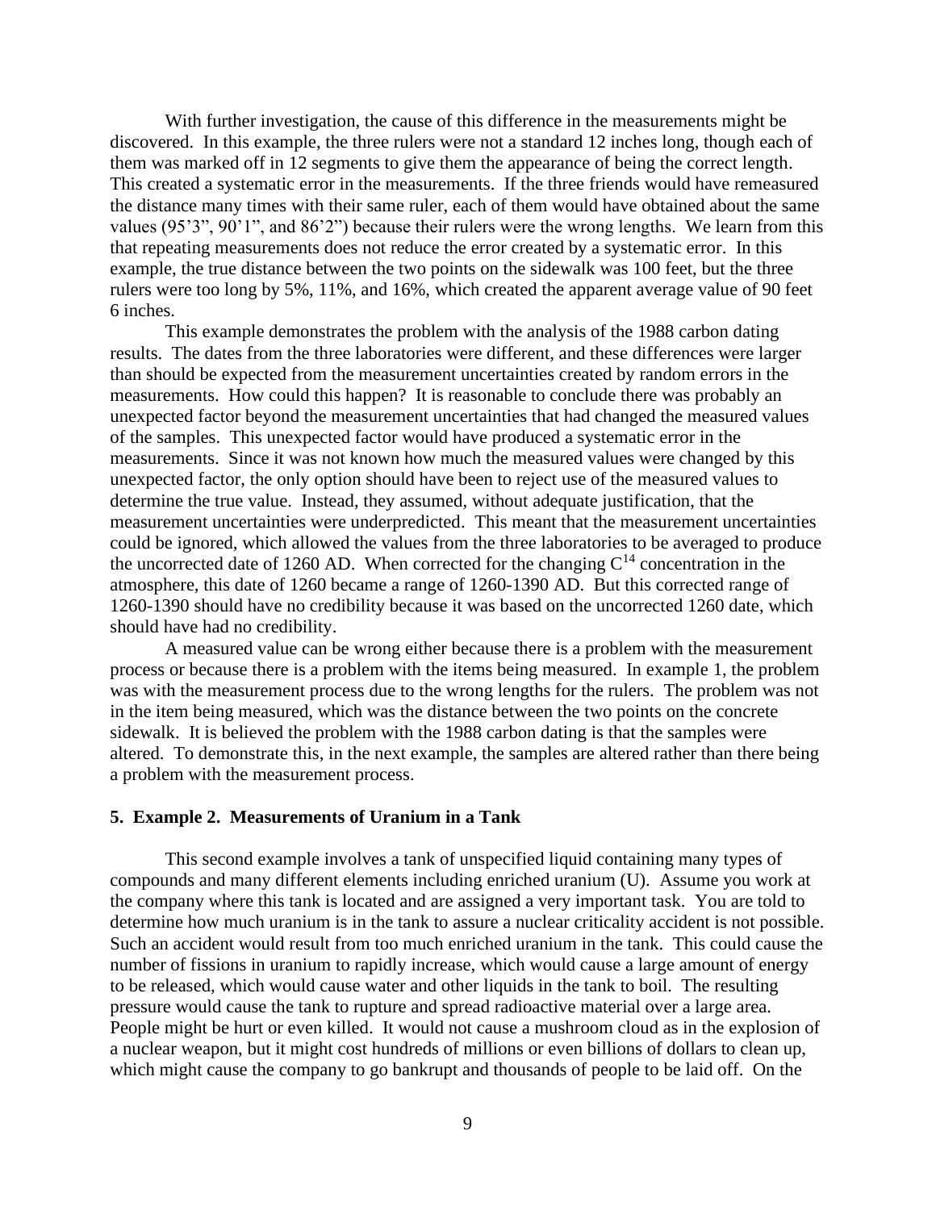With further investigation, the cause of this difference in the measurements might be discovered. In this example, the three rulers were not a standard 12 inches long, though each of them was marked off in 12 segments to give them the appearance of being the correct length. This created a systematic error in the measurements. If the three friends would have remeasured the distance many times with their same ruler, each of them would have obtained about the same values (95'3", 90'1", and 86'2") because their rulers were the wrong lengths. We learn from this that repeating measurements does not reduce the error created by a systematic error. In this example, the true distance between the two points on the sidewalk was 100 feet, but the three rulers were too long by 5%, 11%, and 16%, which created the apparent average value of 90 feet 6 inches.

This example demonstrates the problem with the analysis of the 1988 carbon dating results. The dates from the three laboratories were different, and these differences were larger than should be expected from the measurement uncertainties created by random errors in the measurements. How could this happen? It is reasonable to conclude there was probably an unexpected factor beyond the measurement uncertainties that had changed the measured values of the samples. This unexpected factor would have produced a systematic error in the measurements. Since it was not known how much the measured values were changed by this unexpected factor, the only option should have been to reject use of the measured values to determine the true value. Instead, they assumed, without adequate justification, that the measurement uncertainties were underpredicted. This meant that the measurement uncertainties could be ignored, which allowed the values from the three laboratories to be averaged to produce the uncorrected date of 1260 AD. When corrected for the changing $C^{14}$ concentration in the atmosphere, this date of 1260 became a range of 1260-1390 AD. But this corrected range of 1260-1390 should have no credibility because it was based on the uncorrected 1260 date, which should have had no credibility.

A measured value can be wrong either because there is a problem with the measurement process or because there is a problem with the items being measured. In example 1, the problem was with the measurement process due to the wrong lengths for the rulers. The problem was not in the item being measured, which was the distance between the two points on the concrete sidewalk. It is believed the problem with the 1988 carbon dating is that the samples were altered. To demonstrate this, in the next example, the samples are altered rather than there being a problem with the measurement process.

## 5. Example 2. Measurements of Uranium in a Tank

This second example involves a tank of unspecified liquid containing many types of compounds and many different elements including enriched uranium (U). Assume you work at the company where this tank is located and are assigned a very important task. You are told to determine how much uranium is in the tank to assure a nuclear criticality accident is not possible. Such an accident would result from too much enriched uranium in the tank. This could cause the number of fissions in uranium to rapidly increase, which would cause a large amount of energy to be released, which would cause water and other liquids in the tank to boil. The resulting pressure would cause the tank to rupture and spread radioactive material over a large area. People might be hurt or even killed. It would not cause a mushroom cloud as in the explosion of a nuclear weapon, but it might cost hundreds of millions or even billions of dollars to clean up, which might cause the company to go bankrupt and thousands of people to be laid off. On the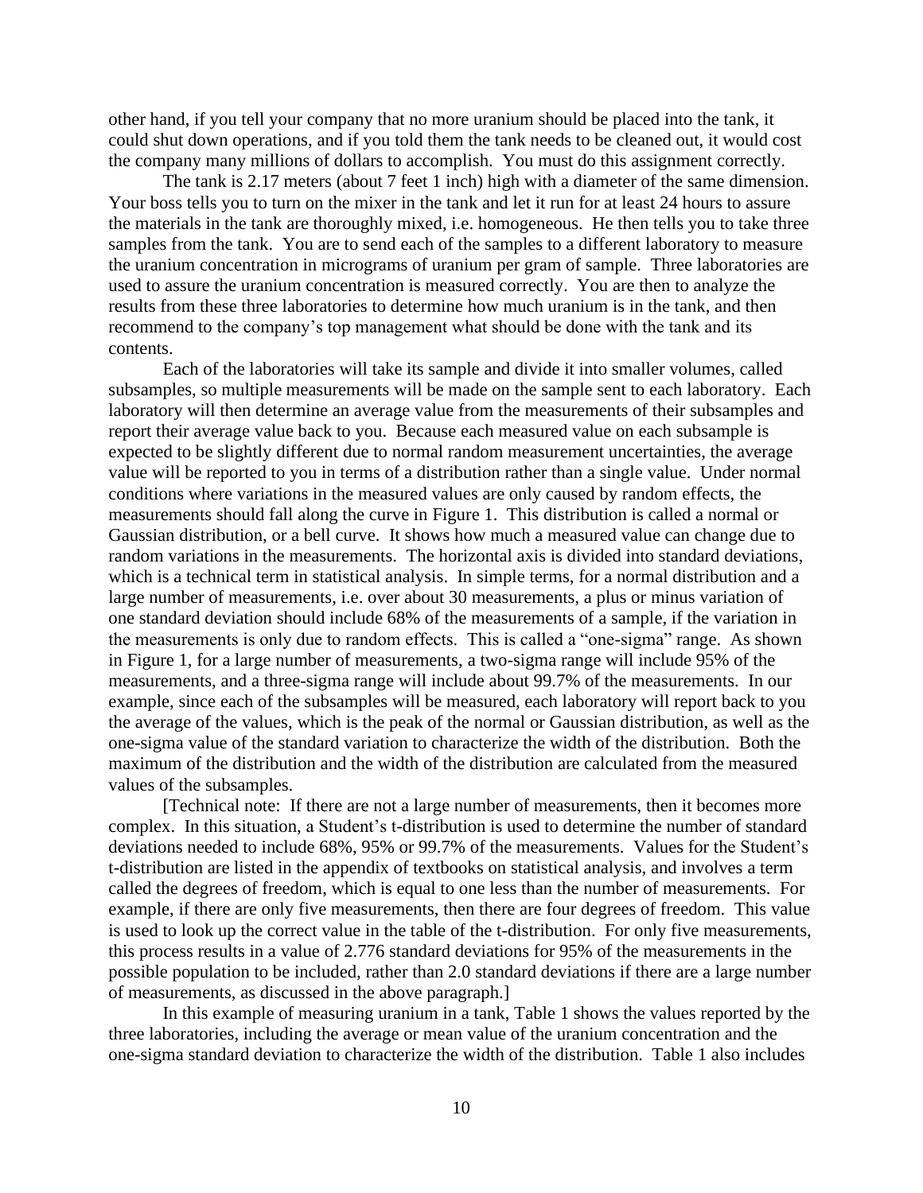other hand, if you tell your company that no more uranium should be placed into the tank, it could shut down operations, and if you told them the tank needs to be cleaned out, it would cost the company many millions of dollars to accomplish. You must do this assignment correctly.

The tank is 2.17 meters (about 7 feet 1 inch) high with a diameter of the same dimension. Your boss tells you to turn on the mixer in the tank and let it run for at least 24 hours to assure the materials in the tank are thoroughly mixed, i.e. homogeneous. He then tells you to take three samples from the tank. You are to send each of the samples to a different laboratory to measure the uranium concentration in micrograms of uranium per gram of sample. Three laboratories are used to assure the uranium concentration is measured correctly. You are then to analyze the results from these three laboratories to determine how much uranium is in the tank, and then recommend to the company's top management what should be done with the tank and its contents.

Each of the laboratories will take its sample and divide it into smaller volumes, called subsamples, so multiple measurements will be made on the sample sent to each laboratory. Each laboratory will then determine an average value from the measurements of their subsamples and report their average value back to you. Because each measured value on each subsample is expected to be slightly different due to normal random measurement uncertainties, the average value will be reported to you in terms of a distribution rather than a single value. Under normal conditions where variations in the measured values are only caused by random effects, the measurements should fall along the curve in Figure 1. This distribution is called a normal or Gaussian distribution, or a bell curve. It shows how much a measured value can change due to random variations in the measurements. The horizontal axis is divided into standard deviations, which is a technical term in statistical analysis. In simple terms, for a normal distribution and a large number of measurements, i.e. over about 30 measurements, a plus or minus variation of one standard deviation should include 68% of the measurements of a sample, if the variation in the measurements is only due to random effects. This is called a "one-sigma" range. As shown in Figure 1, for a large number of measurements, a two-sigma range will include 95% of the measurements, and a three-sigma range will include about 99.7% of the measurements. In our example, since each of the subsamples will be measured, each laboratory will report back to you the average of the values, which is the peak of the normal or Gaussian distribution, as well as the one-sigma value of the standard variation to characterize the width of the distribution. Both the maximum of the distribution and the width of the distribution are calculated from the measured values of the subsamples.

[Technical note: If there are not a large number of measurements, then it becomes more complex. In this situation, a Student's t-distribution is used to determine the number of standard deviations needed to include 68%, 95% or 99.7% of the measurements. Values for the Student's t-distribution are listed in the appendix of textbooks on statistical analysis, and involves a term called the degrees of freedom, which is equal to one less than the number of measurements. For example, if there are only five measurements, then there are four degrees of freedom. This value is used to look up the correct value in the table of the t-distribution. For only five measurements, this process results in a value of 2.776 standard deviations for 95% of the measurements in the possible population to be included, rather than 2.0 standard deviations if there are a large number of measurements, as discussed in the above paragraph.]

In this example of measuring uranium in a tank, Table 1 shows the values reported by the three laboratories, including the average or mean value of the uranium concentration and the one-sigma standard deviation to characterize the width of the distribution. Table 1 also includes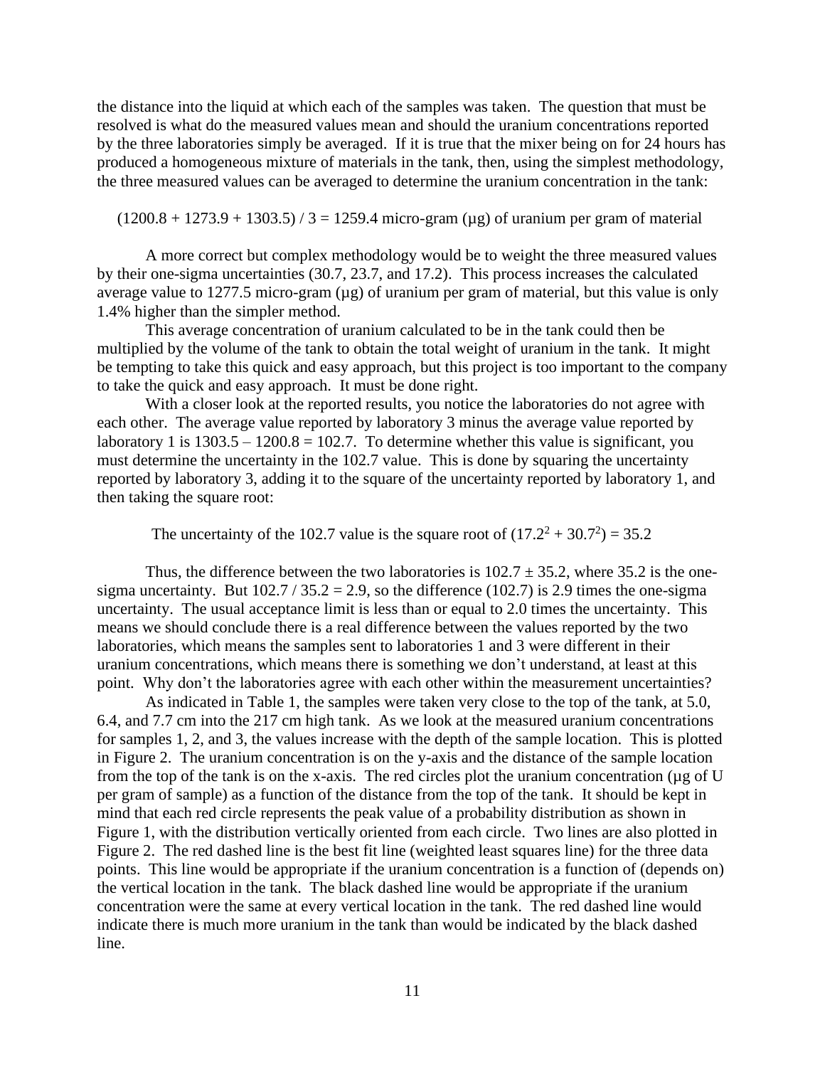the distance into the liquid at which each of the samples was taken. The question that must be resolved is what do the measured values mean and should the uranium concentrations reported by the three laboratories simply be averaged. If it is true that the mixer being on for 24 hours has produced a homogeneous mixture of materials in the tank, then, using the simplest methodology, the three measured values can be averaged to determine the uranium concentration in the tank:

$(1200.8 + 1273.9 + 1303.5) / 3 = 1259.4$ micro-gram (µg) of uranium per gram of material

A more correct but complex methodology would be to weight the three measured values by their one-sigma uncertainties (30.7, 23.7, and 17.2). This process increases the calculated average value to 1277.5 micro-gram (µg) of uranium per gram of material, but this value is only 1.4% higher than the simpler method.

This average concentration of uranium calculated to be in the tank could then be multiplied by the volume of the tank to obtain the total weight of uranium in the tank. It might be tempting to take this quick and easy approach, but this project is too important to the company to take the quick and easy approach. It must be done right.

With a closer look at the reported results, you notice the laboratories do not agree with each other. The average value reported by laboratory 3 minus the average value reported by laboratory 1 is $1303.5 – 1200.8 = 102.7$. To determine whether this value is significant, you must determine the uncertainty in the 102.7 value. This is done by squaring the uncertainty reported by laboratory 3, adding it to the square of the uncertainty reported by laboratory 1, and then taking the square root:

The uncertainty of the 102.7 value is the square root of $(17.2^2 + 30.7^2) = 35.2$

Thus, the difference between the two laboratories is $102.7 \pm 35.2$, where 35.2 is the one-sigma uncertainty. But $102.7 / 35.2 = 2.9$, so the difference (102.7) is 2.9 times the one-sigma uncertainty. The usual acceptance limit is less than or equal to 2.0 times the uncertainty. This means we should conclude there is a real difference between the values reported by the two laboratories, which means the samples sent to laboratories 1 and 3 were different in their uranium concentrations, which means there is something we don't understand, at least at this point. Why don't the laboratories agree with each other within the measurement uncertainties?

As indicated in Table 1, the samples were taken very close to the top of the tank, at 5.0, 6.4, and 7.7 cm into the 217 cm high tank. As we look at the measured uranium concentrations for samples 1, 2, and 3, the values increase with the depth of the sample location. This is plotted in Figure 2. The uranium concentration is on the y-axis and the distance of the sample location from the top of the tank is on the x-axis. The red circles plot the uranium concentration (µg of U per gram of sample) as a function of the distance from the top of the tank. It should be kept in mind that each red circle represents the peak value of a probability distribution as shown in Figure 1, with the distribution vertically oriented from each circle. Two lines are also plotted in Figure 2. The red dashed line is the best fit line (weighted least squares line) for the three data points. This line would be appropriate if the uranium concentration is a function of (depends on) the vertical location in the tank. The black dashed line would be appropriate if the uranium concentration were the same at every vertical location in the tank. The red dashed line would indicate there is much more uranium in the tank than would be indicated by the black dashed line.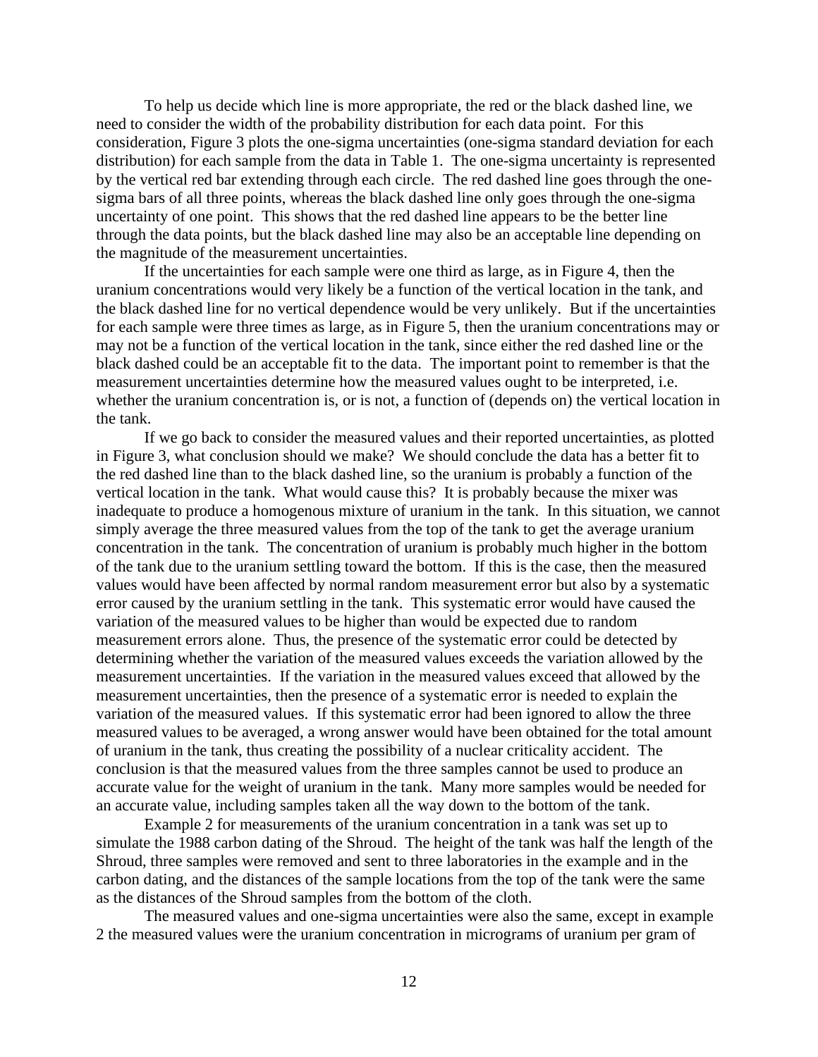To help us decide which line is more appropriate, the red or the black dashed line, we need to consider the width of the probability distribution for each data point. For this consideration, Figure 3 plots the one-sigma uncertainties (one-sigma standard deviation for each distribution) for each sample from the data in Table 1. The one-sigma uncertainty is represented by the vertical red bar extending through each circle. The red dashed line goes through the one-sigma bars of all three points, whereas the black dashed line only goes through the one-sigma uncertainty of one point. This shows that the red dashed line appears to be the better line through the data points, but the black dashed line may also be an acceptable line depending on the magnitude of the measurement uncertainties.

If the uncertainties for each sample were one third as large, as in Figure 4, then the uranium concentrations would very likely be a function of the vertical location in the tank, and the black dashed line for no vertical dependence would be very unlikely. But if the uncertainties for each sample were three times as large, as in Figure 5, then the uranium concentrations may or may not be a function of the vertical location in the tank, since either the red dashed line or the black dashed could be an acceptable fit to the data. The important point to remember is that the measurement uncertainties determine how the measured values ought to be interpreted, i.e. whether the uranium concentration is, or is not, a function of (depends on) the vertical location in the tank.

If we go back to consider the measured values and their reported uncertainties, as plotted in Figure 3, what conclusion should we make? We should conclude the data has a better fit to the red dashed line than to the black dashed line, so the uranium is probably a function of the vertical location in the tank. What would cause this? It is probably because the mixer was inadequate to produce a homogenous mixture of uranium in the tank. In this situation, we cannot simply average the three measured values from the top of the tank to get the average uranium concentration in the tank. The concentration of uranium is probably much higher in the bottom of the tank due to the uranium settling toward the bottom. If this is the case, then the measured values would have been affected by normal random measurement error but also by a systematic error caused by the uranium settling in the tank. This systematic error would have caused the variation of the measured values to be higher than would be expected due to random measurement errors alone. Thus, the presence of the systematic error could be detected by determining whether the variation of the measured values exceeds the variation allowed by the measurement uncertainties. If the variation in the measured values exceed that allowed by the measurement uncertainties, then the presence of a systematic error is needed to explain the variation of the measured values. If this systematic error had been ignored to allow the three measured values to be averaged, a wrong answer would have been obtained for the total amount of uranium in the tank, thus creating the possibility of a nuclear criticality accident. The conclusion is that the measured values from the three samples cannot be used to produce an accurate value for the weight of uranium in the tank. Many more samples would be needed for an accurate value, including samples taken all the way down to the bottom of the tank.

Example 2 for measurements of the uranium concentration in a tank was set up to simulate the 1988 carbon dating of the Shroud. The height of the tank was half the length of the Shroud, three samples were removed and sent to three laboratories in the example and in the carbon dating, and the distances of the sample locations from the top of the tank were the same as the distances of the Shroud samples from the bottom of the cloth.

The measured values and one-sigma uncertainties were also the same, except in example 2 the measured values were the uranium concentration in micrograms of uranium per gram of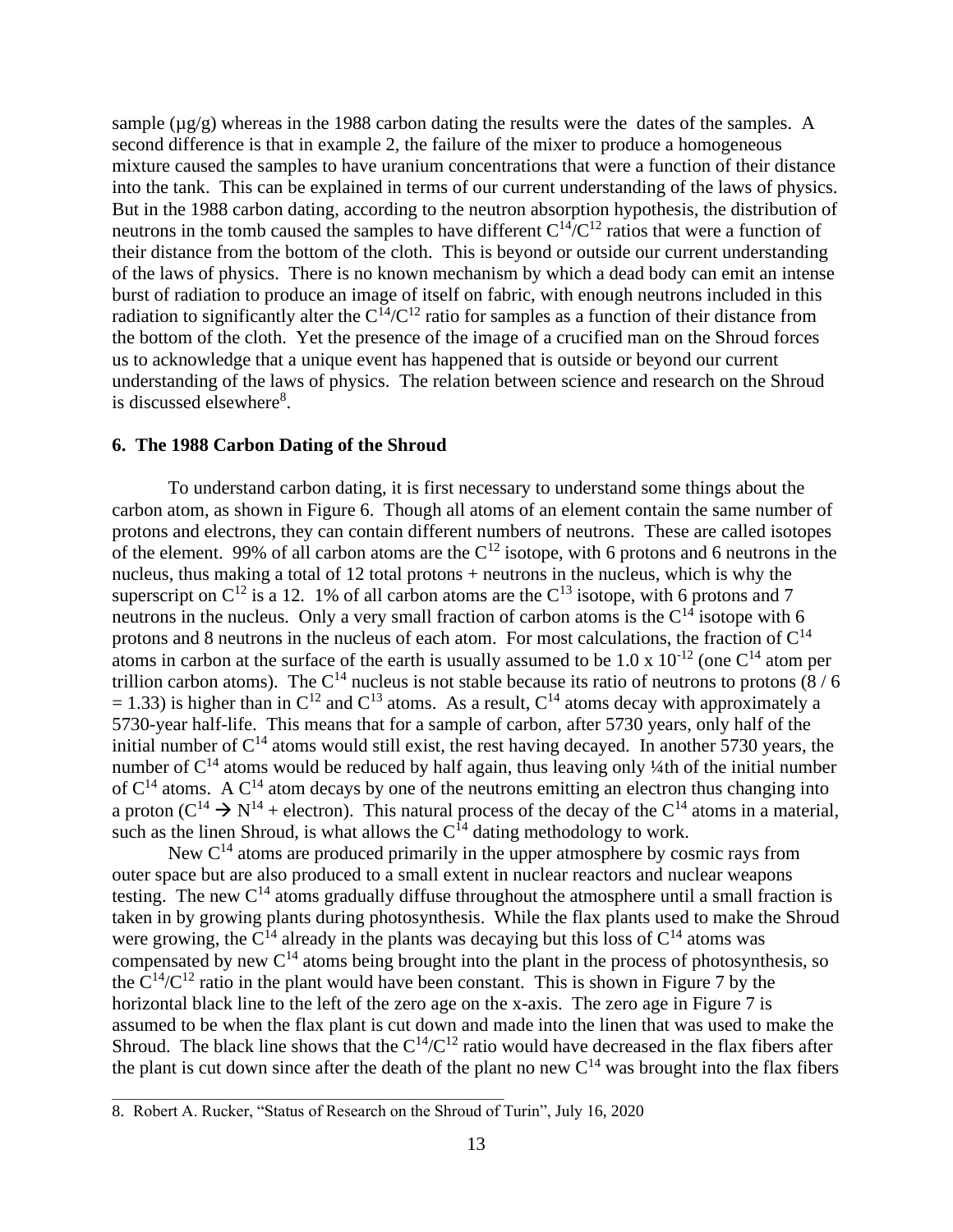sample (µg/g) whereas in the 1988 carbon dating the results were the dates of the samples. A second difference is that in example 2, the failure of the mixer to produce a homogeneous mixture caused the samples to have uranium concentrations that were a function of their distance into the tank. This can be explained in terms of our current understanding of the laws of physics. But in the 1988 carbon dating, according to the neutron absorption hypothesis, the distribution of neutrons in the tomb caused the samples to have different $C^{14}/C^{12}$ ratios that were a function of their distance from the bottom of the cloth. This is beyond or outside our current understanding of the laws of physics. There is no known mechanism by which a dead body can emit an intense burst of radiation to produce an image of itself on fabric, with enough neutrons included in this radiation to significantly alter the $C^{14}/C^{12}$ ratio for samples as a function of their distance from the bottom of the cloth. Yet the presence of the image of a crucified man on the Shroud forces us to acknowledge that a unique event has happened that is outside or beyond our current understanding of the laws of physics. The relation between science and research on the Shroud is discussed elsewhere[8].

### 6. The 1988 Carbon Dating of the Shroud

To understand carbon dating, it is first necessary to understand some things about the carbon atom, as shown in Figure 6. Though all atoms of an element contain the same number of protons and electrons, they can contain different numbers of neutrons. These are called isotopes of the element. 99% of all carbon atoms are the $C^{12}$ isotope, with 6 protons and 6 neutrons in the nucleus, thus making a total of 12 total protons + neutrons in the nucleus, which is why the superscript on $C^{12}$ is a 12. 1% of all carbon atoms are the $C^{13}$ isotope, with 6 protons and 7 neutrons in the nucleus. Only a very small fraction of carbon atoms is the $C^{14}$ isotope with 6 protons and 8 neutrons in the nucleus of each atom. For most calculations, the fraction of $C^{14}$ atoms in carbon at the surface of the earth is usually assumed to be $1.0 \times 10^{-12}$ (one $C^{14}$ atom per trillion carbon atoms). The $C^{14}$ nucleus is not stable because its ratio of neutrons to protons ($8 / 6 = 1.33$) is higher than in $C^{12}$ and $C^{13}$ atoms. As a result, $C^{14}$ atoms decay with approximately a 5730-year half-life. This means that for a sample of carbon, after 5730 years, only half of the initial number of $C^{14}$ atoms would still exist, the rest having decayed. In another 5730 years, the number of $C^{14}$ atoms would be reduced by half again, thus leaving only ¼th of the initial number of $C^{14}$ atoms. A $C^{14}$ atom decays by one of the neutrons emitting an electron thus changing into a proton ($C^{14} \rightarrow N^{14}$ + electron). This natural process of the decay of the $C^{14}$ atoms in a material, such as the linen Shroud, is what allows the $C^{14}$ dating methodology to work.

New $C^{14}$ atoms are produced primarily in the upper atmosphere by cosmic rays from outer space but are also produced to a small extent in nuclear reactors and nuclear weapons testing. The new $C^{14}$ atoms gradually diffuse throughout the atmosphere until a small fraction is taken in by growing plants during photosynthesis. While the flax plants used to make the Shroud were growing, the $C^{14}$ already in the plants was decaying but this loss of $C^{14}$ atoms was compensated by new $C^{14}$ atoms being brought into the plant in the process of photosynthesis, so the $C^{14}/C^{12}$ ratio in the plant would have been constant. This is shown in Figure 7 by the horizontal black line to the left of the zero age on the x-axis. The zero age in Figure 7 is assumed to be when the flax plant is cut down and made into the linen that was used to make the Shroud. The black line shows that the $C^{14}/C^{12}$ ratio would have decreased in the flax fibers after the plant is cut down since after the death of the plant no new $C^{14}$ was brought into the flax fibers

---

8. Robert A. Rucker, "Status of Research on the Shroud of Turin", July 16, 2020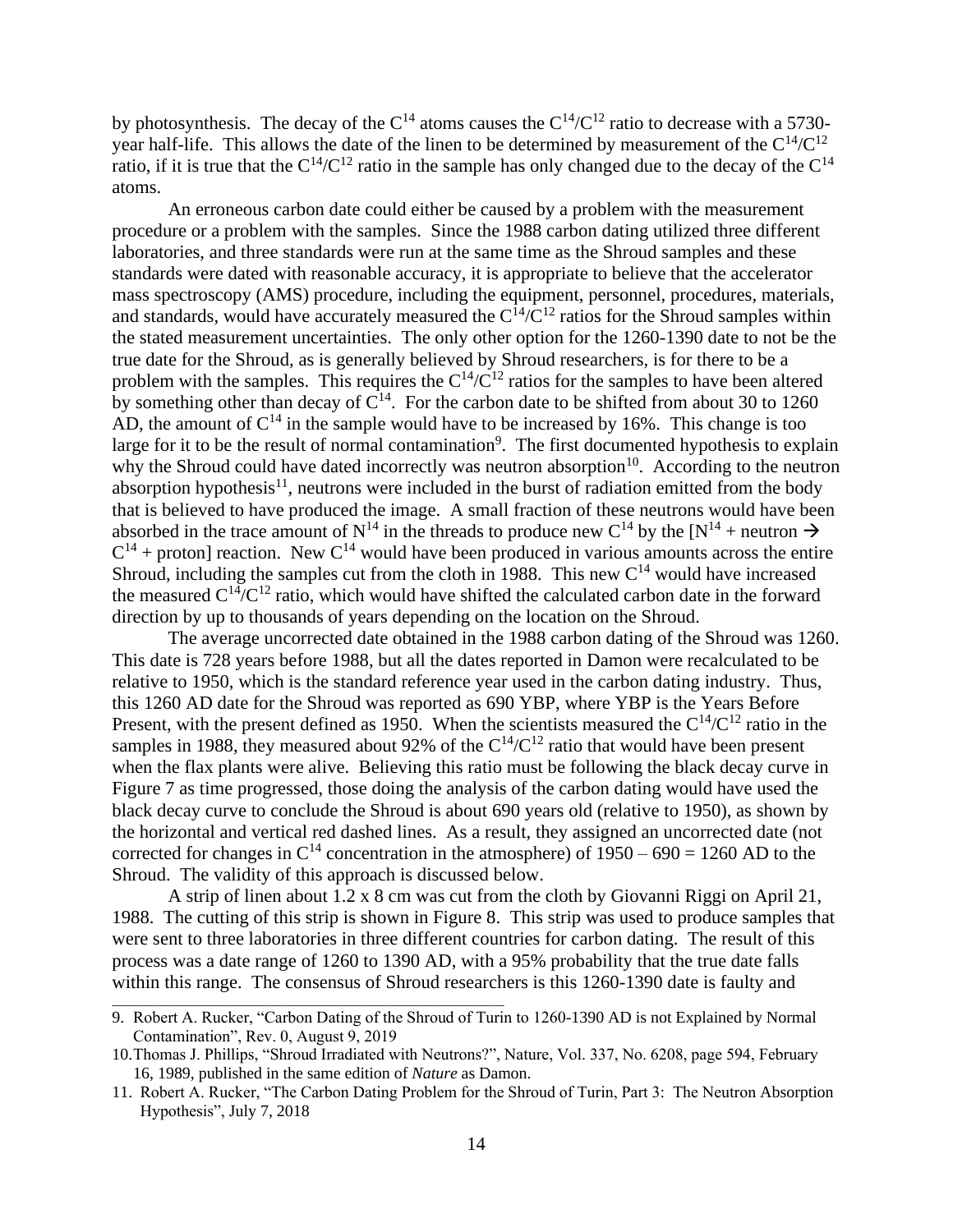by photosynthesis. The decay of the $C^{14}$ atoms causes the $C^{14}/C^{12}$ ratio to decrease with a 5730-year half-life. This allows the date of the linen to be determined by measurement of the $C^{14}/C^{12}$ ratio, if it is true that the $C^{14}/C^{12}$ ratio in the sample has only changed due to the decay of the $C^{14}$ atoms.

An erroneous carbon date could either be caused by a problem with the measurement procedure or a problem with the samples. Since the 1988 carbon dating utilized three different laboratories, and three standards were run at the same time as the Shroud samples and these standards were dated with reasonable accuracy, it is appropriate to believe that the accelerator mass spectroscopy (AMS) procedure, including the equipment, personnel, procedures, materials, and standards, would have accurately measured the $C^{14}/C^{12}$ ratios for the Shroud samples within the stated measurement uncertainties. The only other option for the 1260-1390 date to not be the true date for the Shroud, as is generally believed by Shroud researchers, is for there to be a problem with the samples. This requires the $C^{14}/C^{12}$ ratios for the samples to have been altered by something other than decay of $C^{14}$. For the carbon date to be shifted from about 30 to 1260 AD, the amount of $C^{14}$ in the sample would have to be increased by 16%. This change is too large for it to be the result of normal contamination[9]. The first documented hypothesis to explain why the Shroud could have dated incorrectly was neutron absorption[10]. According to the neutron absorption hypothesis[11], neutrons were included in the burst of radiation emitted from the body that is believed to have produced the image. A small fraction of these neutrons would have been absorbed in the trace amount of $N^{14}$ in the threads to produce new $C^{14}$ by the [$N^{14}$ + neutron $\rightarrow$ $C^{14}$ + proton] reaction. New $C^{14}$ would have been produced in various amounts across the entire Shroud, including the samples cut from the cloth in 1988. This new $C^{14}$ would have increased the measured $C^{14}/C^{12}$ ratio, which would have shifted the calculated carbon date in the forward direction by up to thousands of years depending on the location on the Shroud.

The average uncorrected date obtained in the 1988 carbon dating of the Shroud was 1260. This date is 728 years before 1988, but all the dates reported in Damon were recalculated to be relative to 1950, which is the standard reference year used in the carbon dating industry. Thus, this 1260 AD date for the Shroud was reported as 690 YBP, where YBP is the Years Before Present, with the present defined as 1950. When the scientists measured the $C^{14}/C^{12}$ ratio in the samples in 1988, they measured about 92% of the $C^{14}/C^{12}$ ratio that would have been present when the flax plants were alive. Believing this ratio must be following the black decay curve in Figure 7 as time progressed, those doing the analysis of the carbon dating would have used the black decay curve to conclude the Shroud is about 690 years old (relative to 1950), as shown by the horizontal and vertical red dashed lines. As a result, they assigned an uncorrected date (not corrected for changes in $C^{14}$ concentration in the atmosphere) of 1950 – 690 = 1260 AD to the Shroud. The validity of this approach is discussed below.

A strip of linen about 1.2 x 8 cm was cut from the cloth by Giovanni Riggi on April 21, 1988. The cutting of this strip is shown in Figure 8. This strip was used to produce samples that were sent to three laboratories in three different countries for carbon dating. The result of this process was a date range of 1260 to 1390 AD, with a 95% probability that the true date falls within this range. The consensus of Shroud researchers is this 1260-1390 date is faulty and

---

9. Robert A. Rucker, "Carbon Dating of the Shroud of Turin to 1260-1390 AD is not Explained by Normal Contamination", Rev. 0, August 9, 2019

10. Thomas J. Phillips, "Shroud Irradiated with Neutrons?", Nature, Vol. 337, No. 6208, page 594, February 16, 1989, published in the same edition of *Nature* as Damon.

11. Robert A. Rucker, "The Carbon Dating Problem for the Shroud of Turin, Part 3: The Neutron Absorption Hypothesis", July 7, 2018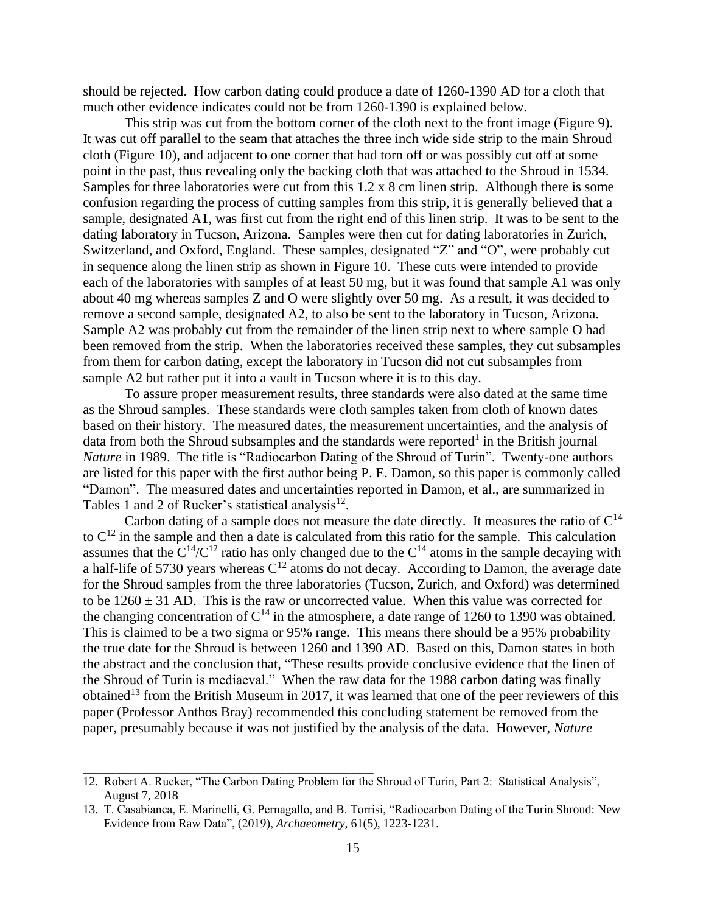should be rejected. How carbon dating could produce a date of 1260-1390 AD for a cloth that much other evidence indicates could not be from 1260-1390 is explained below.

This strip was cut from the bottom corner of the cloth next to the front image (Figure 9). It was cut off parallel to the seam that attaches the three inch wide side strip to the main Shroud cloth (Figure 10), and adjacent to one corner that had torn off or was possibly cut off at some point in the past, thus revealing only the backing cloth that was attached to the Shroud in 1534. Samples for three laboratories were cut from this 1.2 x 8 cm linen strip. Although there is some confusion regarding the process of cutting samples from this strip, it is generally believed that a sample, designated A1, was first cut from the right end of this linen strip. It was to be sent to the dating laboratory in Tucson, Arizona. Samples were then cut for dating laboratories in Zurich, Switzerland, and Oxford, England. These samples, designated "Z" and "O", were probably cut in sequence along the linen strip as shown in Figure 10. These cuts were intended to provide each of the laboratories with samples of at least 50 mg, but it was found that sample A1 was only about 40 mg whereas samples Z and O were slightly over 50 mg. As a result, it was decided to remove a second sample, designated A2, to also be sent to the laboratory in Tucson, Arizona. Sample A2 was probably cut from the remainder of the linen strip next to where sample O had been removed from the strip. When the laboratories received these samples, they cut subsamples from them for carbon dating, except the laboratory in Tucson did not cut subsamples from sample A2 but rather put it into a vault in Tucson where it is to this day.

To assure proper measurement results, three standards were also dated at the same time as the Shroud samples. These standards were cloth samples taken from cloth of known dates based on their history. The measured dates, the measurement uncertainties, and the analysis of data from both the Shroud subsamples and the standards were reported[1] in the British journal *Nature* in 1989. The title is "Radiocarbon Dating of the Shroud of Turin". Twenty-one authors are listed for this paper with the first author being P. E. Damon, so this paper is commonly called "Damon". The measured dates and uncertainties reported in Damon, et al., are summarized in Tables 1 and 2 of Rucker's statistical analysis[12].

Carbon dating of a sample does not measure the date directly. It measures the ratio of $C^{14}$ to $C^{12}$ in the sample and then a date is calculated from this ratio for the sample. This calculation assumes that the $C^{14}/C^{12}$ ratio has only changed due to the $C^{14}$ atoms in the sample decaying with a half-life of 5730 years whereas $C^{12}$ atoms do not decay. According to Damon, the average date for the Shroud samples from the three laboratories (Tucson, Zurich, and Oxford) was determined to be $1260 \pm 31$ AD. This is the raw or uncorrected value. When this value was corrected for the changing concentration of $C^{14}$ in the atmosphere, a date range of 1260 to 1390 was obtained. This is claimed to be a two sigma or 95% range. This means there should be a 95% probability the true date for the Shroud is between 1260 and 1390 AD. Based on this, Damon states in both the abstract and the conclusion that, "These results provide conclusive evidence that the linen of the Shroud of Turin is mediaeval." When the raw data for the 1988 carbon dating was finally obtained[13] from the British Museum in 2017, it was learned that one of the peer reviewers of this paper (Professor Anthos Bray) recommended this concluding statement be removed from the paper, presumably because it was not justified by the analysis of the data. However, *Nature*

---

12. Robert A. Rucker, "The Carbon Dating Problem for the Shroud of Turin, Part 2: Statistical Analysis", August 7, 2018
13. T. Casabianca, E. Marinelli, G. Pernagallo, and B. Torrisi, "Radiocarbon Dating of the Turin Shroud: New Evidence from Raw Data", (2019), *Archaeometry*, 61(5), 1223-1231.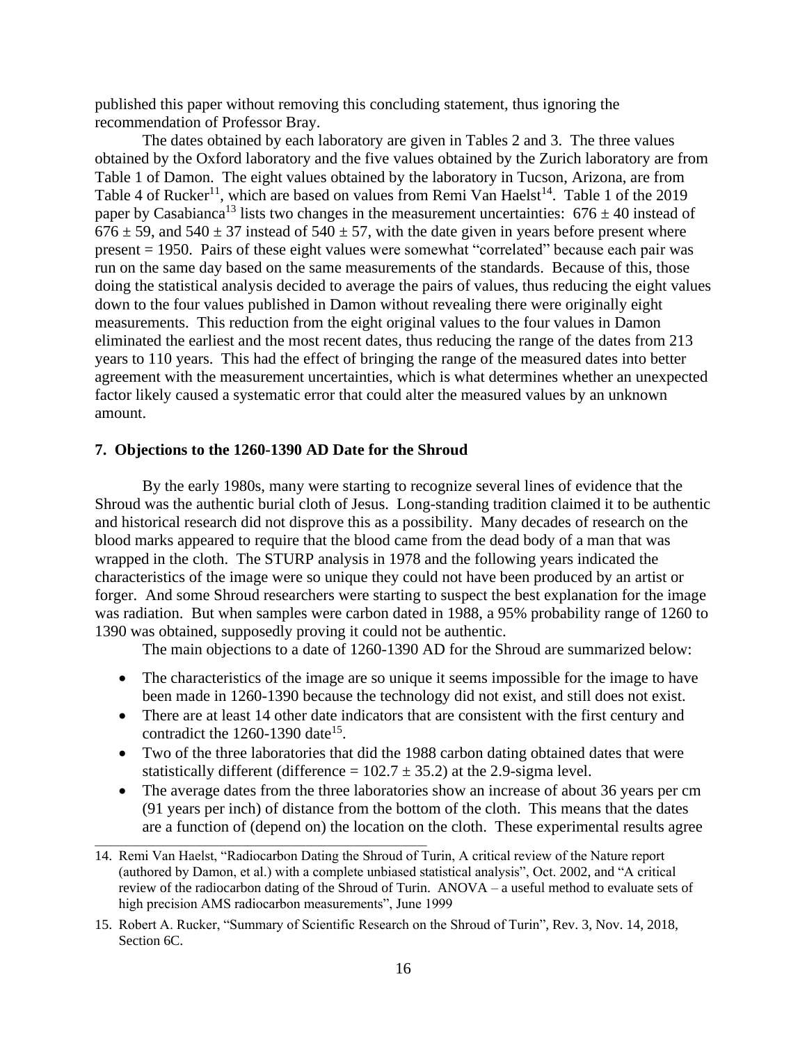published this paper without removing this concluding statement, thus ignoring the recommendation of Professor Bray.

The dates obtained by each laboratory are given in Tables 2 and 3. The three values obtained by the Oxford laboratory and the five values obtained by the Zurich laboratory are from Table 1 of Damon. The eight values obtained by the laboratory in Tucson, Arizona, are from Table 4 of Rucker[11], which are based on values from Remi Van Haelst[14]. Table 1 of the 2019 paper by Casabianca[13] lists two changes in the measurement uncertainties: $676 \pm 40$ instead of $676 \pm 59$, and $540 \pm 37$ instead of $540 \pm 57$, with the date given in years before present where present = 1950. Pairs of these eight values were somewhat "correlated" because each pair was run on the same day based on the same measurements of the standards. Because of this, those doing the statistical analysis decided to average the pairs of values, thus reducing the eight values down to the four values published in Damon without revealing there were originally eight measurements. This reduction from the eight original values to the four values in Damon eliminated the earliest and the most recent dates, thus reducing the range of the dates from 213 years to 110 years. This had the effect of bringing the range of the measured dates into better agreement with the measurement uncertainties, which is what determines whether an unexpected factor likely caused a systematic error that could alter the measured values by an unknown amount.

## 7. Objections to the 1260-1390 AD Date for the Shroud

By the early 1980s, many were starting to recognize several lines of evidence that the Shroud was the authentic burial cloth of Jesus. Long-standing tradition claimed it to be authentic and historical research did not disprove this as a possibility. Many decades of research on the blood marks appeared to require that the blood came from the dead body of a man that was wrapped in the cloth. The STURP analysis in 1978 and the following years indicated the characteristics of the image were so unique they could not have been produced by an artist or forger. And some Shroud researchers were starting to suspect the best explanation for the image was radiation. But when samples were carbon dated in 1988, a 95% probability range of 1260 to 1390 was obtained, supposedly proving it could not be authentic.

The main objections to a date of 1260-1390 AD for the Shroud are summarized below:

- The characteristics of the image are so unique it seems impossible for the image to have been made in 1260-1390 because the technology did not exist, and still does not exist.
- There are at least 14 other date indicators that are consistent with the first century and contradict the 1260-1390 date[15].
- Two of the three laboratories that did the 1988 carbon dating obtained dates that were statistically different (difference = $102.7 \pm 35.2$) at the 2.9-sigma level.
- The average dates from the three laboratories show an increase of about 36 years per cm (91 years per inch) of distance from the bottom of the cloth. This means that the dates are a function of (depend on) the location on the cloth. These experimental results agree

---

14. Remi Van Haelst, "Radiocarbon Dating the Shroud of Turin, A critical review of the Nature report (authored by Damon, et al.) with a complete unbiased statistical analysis", Oct. 2002, and "A critical review of the radiocarbon dating of the Shroud of Turin. ANOVA – a useful method to evaluate sets of high precision AMS radiocarbon measurements", June 1999
15. Robert A. Rucker, "Summary of Scientific Research on the Shroud of Turin", Rev. 3, Nov. 14, 2018, Section 6C.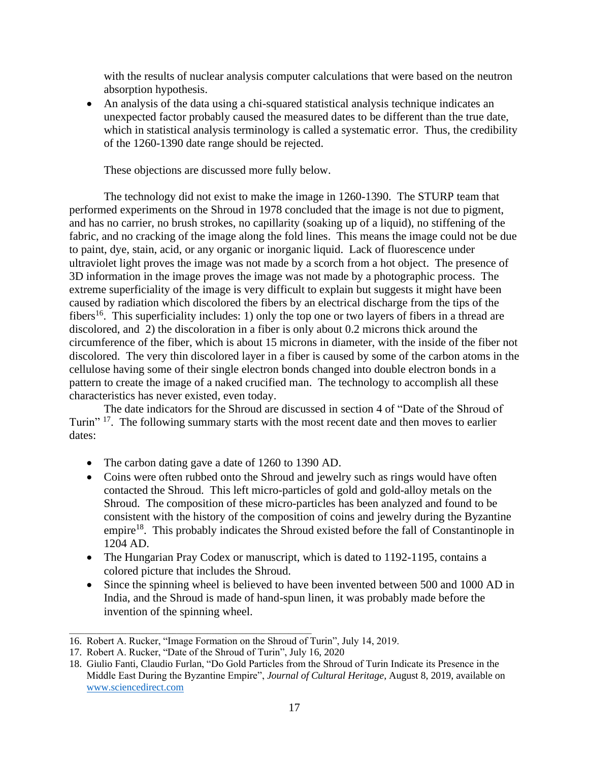with the results of nuclear analysis computer calculations that were based on the neutron absorption hypothesis.

- An analysis of the data using a chi-squared statistical analysis technique indicates an unexpected factor probably caused the measured dates to be different than the true date, which in statistical analysis terminology is called a systematic error. Thus, the credibility of the 1260-1390 date range should be rejected.

These objections are discussed more fully below.

The technology did not exist to make the image in 1260-1390. The STURP team that performed experiments on the Shroud in 1978 concluded that the image is not due to pigment, and has no carrier, no brush strokes, no capillarity (soaking up of a liquid), no stiffening of the fabric, and no cracking of the image along the fold lines. This means the image could not be due to paint, dye, stain, acid, or any organic or inorganic liquid. Lack of fluorescence under ultraviolet light proves the image was not made by a scorch from a hot object. The presence of 3D information in the image proves the image was not made by a photographic process. The extreme superficiality of the image is very difficult to explain but suggests it might have been caused by radiation which discolored the fibers by an electrical discharge from the tips of the fibers[16]. This superficiality includes: 1) only the top one or two layers of fibers in a thread are discolored, and 2) the discoloration in a fiber is only about 0.2 microns thick around the circumference of the fiber, which is about 15 microns in diameter, with the inside of the fiber not discolored. The very thin discolored layer in a fiber is caused by some of the carbon atoms in the cellulose having some of their single electron bonds changed into double electron bonds in a pattern to create the image of a naked crucified man. The technology to accomplish all these characteristics has never existed, even today.

The date indicators for the Shroud are discussed in section 4 of "Date of the Shroud of Turin" [17]. The following summary starts with the most recent date and then moves to earlier dates:

- The carbon dating gave a date of 1260 to 1390 AD.
- Coins were often rubbed onto the Shroud and jewelry such as rings would have often contacted the Shroud. This left micro-particles of gold and gold-alloy metals on the Shroud. The composition of these micro-particles has been analyzed and found to be consistent with the history of the composition of coins and jewelry during the Byzantine empire[18]. This probably indicates the Shroud existed before the fall of Constantinople in 1204 AD.
- The Hungarian Pray Codex or manuscript, which is dated to 1192-1195, contains a colored picture that includes the Shroud.
- Since the spinning wheel is believed to have been invented between 500 and 1000 AD in India, and the Shroud is made of hand-spun linen, it was probably made before the invention of the spinning wheel.

---

16. Robert A. Rucker, "Image Formation on the Shroud of Turin", July 14, 2019.
17. Robert A. Rucker, "Date of the Shroud of Turin", July 16, 2020
18. Giulio Fanti, Claudio Furlan, "Do Gold Particles from the Shroud of Turin Indicate its Presence in the Middle East During the Byzantine Empire", *Journal of Cultural Heritage*, August 8, 2019, available on www.sciencedirect.com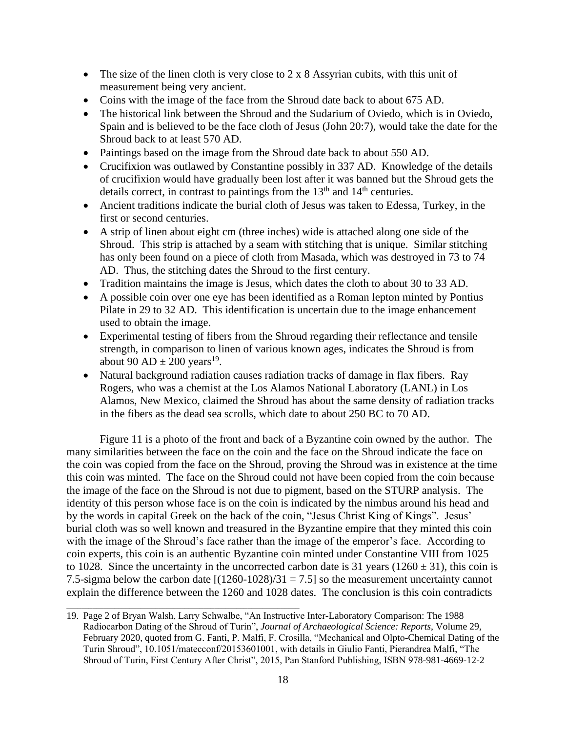- The size of the linen cloth is very close to 2 x 8 Assyrian cubits, with this unit of measurement being very ancient.
- Coins with the image of the face from the Shroud date back to about 675 AD.
- The historical link between the Shroud and the Sudarium of Oviedo, which is in Oviedo, Spain and is believed to be the face cloth of Jesus (John 20:7), would take the date for the Shroud back to at least 570 AD.
- Paintings based on the image from the Shroud date back to about 550 AD.
- Crucifixion was outlawed by Constantine possibly in 337 AD. Knowledge of the details of crucifixion would have gradually been lost after it was banned but the Shroud gets the details correct, in contrast to paintings from the 13th and 14th centuries.
- Ancient traditions indicate the burial cloth of Jesus was taken to Edessa, Turkey, in the first or second centuries.
- A strip of linen about eight cm (three inches) wide is attached along one side of the Shroud. This strip is attached by a seam with stitching that is unique. Similar stitching has only been found on a piece of cloth from Masada, which was destroyed in 73 to 74 AD. Thus, the stitching dates the Shroud to the first century.
- Tradition maintains the image is Jesus, which dates the cloth to about 30 to 33 AD.
- A possible coin over one eye has been identified as a Roman lepton minted by Pontius Pilate in 29 to 32 AD. This identification is uncertain due to the image enhancement used to obtain the image.
- Experimental testing of fibers from the Shroud regarding their reflectance and tensile strength, in comparison to linen of various known ages, indicates the Shroud is from about 90 AD $\pm$ 200 years[19].
- Natural background radiation causes radiation tracks of damage in flax fibers. Ray Rogers, who was a chemist at the Los Alamos National Laboratory (LANL) in Los Alamos, New Mexico, claimed the Shroud has about the same density of radiation tracks in the fibers as the dead sea scrolls, which date to about 250 BC to 70 AD.

Figure 11 is a photo of the front and back of a Byzantine coin owned by the author. The many similarities between the face on the coin and the face on the Shroud indicate the face on the coin was copied from the face on the Shroud, proving the Shroud was in existence at the time this coin was minted. The face on the Shroud could not have been copied from the coin because the image of the face on the Shroud is not due to pigment, based on the STURP analysis. The identity of this person whose face is on the coin is indicated by the nimbus around his head and by the words in capital Greek on the back of the coin, "Jesus Christ King of Kings". Jesus' burial cloth was so well known and treasured in the Byzantine empire that they minted this coin with the image of the Shroud's face rather than the image of the emperor's face. According to coin experts, this coin is an authentic Byzantine coin minted under Constantine VIII from 1025 to 1028. Since the uncertainty in the uncorrected carbon date is 31 years (1260 $\pm$ 31), this coin is 7.5-sigma below the carbon date [(1260-1028)/31 = 7.5] so the measurement uncertainty cannot explain the difference between the 1260 and 1028 dates. The conclusion is this coin contradicts

---

19. Page 2 of Bryan Walsh, Larry Schwalbe, "An Instructive Inter-Laboratory Comparison: The 1988 Radiocarbon Dating of the Shroud of Turin", *Journal of Archaeological Science: Reports*, Volume 29, February 2020, quoted from G. Fanti, P. Malfi, F. Crosilla, "Mechanical and Olpto-Chemical Dating of the Turin Shroud", 10.1051/matecconf/20153601001, with details in Giulio Fanti, Pierandrea Malfi, "The Shroud of Turin, First Century After Christ", 2015, Pan Stanford Publishing, ISBN 978-981-4669-12-2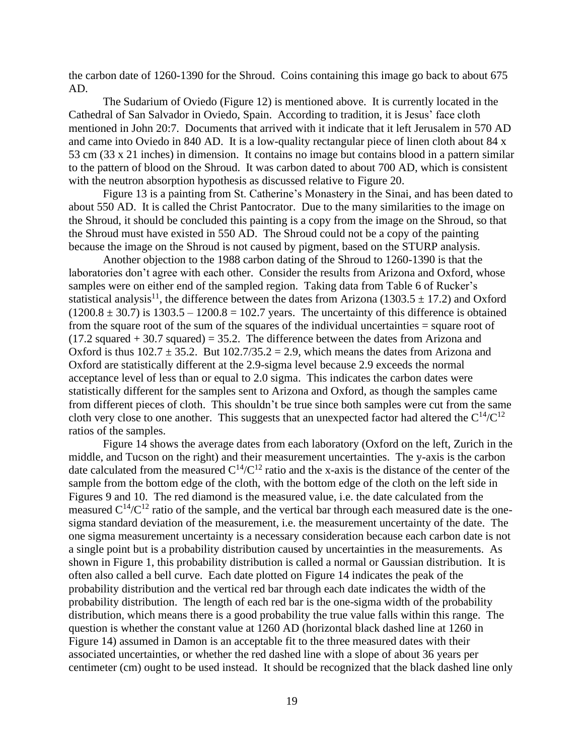the carbon date of 1260-1390 for the Shroud. Coins containing this image go back to about 675 AD.

The Sudarium of Oviedo (Figure 12) is mentioned above. It is currently located in the Cathedral of San Salvador in Oviedo, Spain. According to tradition, it is Jesus' face cloth mentioned in John 20:7. Documents that arrived with it indicate that it left Jerusalem in 570 AD and came into Oviedo in 840 AD. It is a low-quality rectangular piece of linen cloth about 84 x 53 cm (33 x 21 inches) in dimension. It contains no image but contains blood in a pattern similar to the pattern of blood on the Shroud. It was carbon dated to about 700 AD, which is consistent with the neutron absorption hypothesis as discussed relative to Figure 20.

Figure 13 is a painting from St. Catherine's Monastery in the Sinai, and has been dated to about 550 AD. It is called the Christ Pantocrator. Due to the many similarities to the image on the Shroud, it should be concluded this painting is a copy from the image on the Shroud, so that the Shroud must have existed in 550 AD. The Shroud could not be a copy of the painting because the image on the Shroud is not caused by pigment, based on the STURP analysis.

Another objection to the 1988 carbon dating of the Shroud to 1260-1390 is that the laboratories don't agree with each other. Consider the results from Arizona and Oxford, whose samples were on either end of the sampled region. Taking data from Table 6 of Rucker's statistical analysis[11], the difference between the dates from Arizona ($1303.5 \pm 17.2$) and Oxford ($1200.8 \pm 30.7$) is $1303.5 - 1200.8 = 102.7$ years. The uncertainty of this difference is obtained from the square root of the sum of the squares of the individual uncertainties = square root of (17.2 squared + 30.7 squared) = 35.2. The difference between the dates from Arizona and Oxford is thus $102.7 \pm 35.2$. But $102.7/35.2 = 2.9$, which means the dates from Arizona and Oxford are statistically different at the 2.9-sigma level because 2.9 exceeds the normal acceptance level of less than or equal to 2.0 sigma. This indicates the carbon dates were statistically different for the samples sent to Arizona and Oxford, as though the samples came from different pieces of cloth. This shouldn't be true since both samples were cut from the same cloth very close to one another. This suggests that an unexpected factor had altered the $C^{14}/C^{12}$ ratios of the samples.

Figure 14 shows the average dates from each laboratory (Oxford on the left, Zurich in the middle, and Tucson on the right) and their measurement uncertainties. The y-axis is the carbon date calculated from the measured $C^{14}/C^{12}$ ratio and the x-axis is the distance of the center of the sample from the bottom edge of the cloth, with the bottom edge of the cloth on the left side in Figures 9 and 10. The red diamond is the measured value, i.e. the date calculated from the measured $C^{14}/C^{12}$ ratio of the sample, and the vertical bar through each measured date is the one-sigma standard deviation of the measurement, i.e. the measurement uncertainty of the date. The one sigma measurement uncertainty is a necessary consideration because each carbon date is not a single point but is a probability distribution caused by uncertainties in the measurements. As shown in Figure 1, this probability distribution is called a normal or Gaussian distribution. It is often also called a bell curve. Each date plotted on Figure 14 indicates the peak of the probability distribution and the vertical red bar through each date indicates the width of the probability distribution. The length of each red bar is the one-sigma width of the probability distribution, which means there is a good probability the true value falls within this range. The question is whether the constant value at 1260 AD (horizontal black dashed line at 1260 in Figure 14) assumed in Damon is an acceptable fit to the three measured dates with their associated uncertainties, or whether the red dashed line with a slope of about 36 years per centimeter (cm) ought to be used instead. It should be recognized that the black dashed line only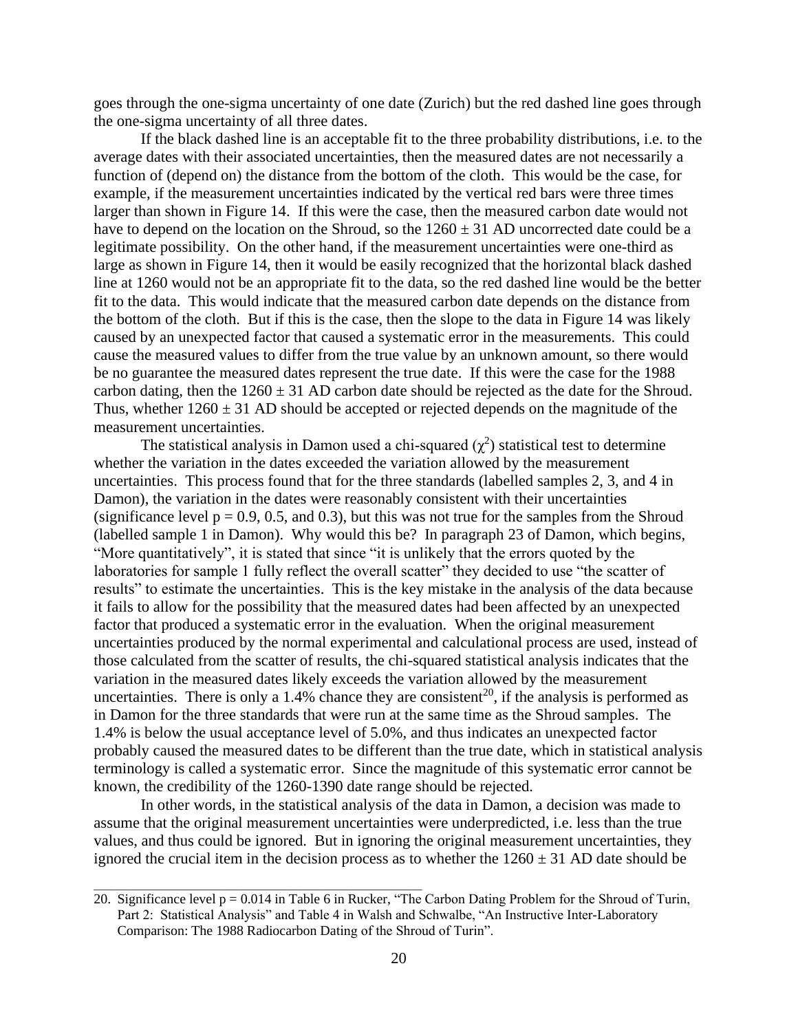goes through the one-sigma uncertainty of one date (Zurich) but the red dashed line goes through the one-sigma uncertainty of all three dates.

If the black dashed line is an acceptable fit to the three probability distributions, i.e. to the average dates with their associated uncertainties, then the measured dates are not necessarily a function of (depend on) the distance from the bottom of the cloth. This would be the case, for example, if the measurement uncertainties indicated by the vertical red bars were three times larger than shown in Figure 14. If this were the case, then the measured carbon date would not have to depend on the location on the Shroud, so the 1260 ± 31 AD uncorrected date could be a legitimate possibility. On the other hand, if the measurement uncertainties were one-third as large as shown in Figure 14, then it would be easily recognized that the horizontal black dashed line at 1260 would not be an appropriate fit to the data, so the red dashed line would be the better fit to the data. This would indicate that the measured carbon date depends on the distance from the bottom of the cloth. But if this is the case, then the slope to the data in Figure 14 was likely caused by an unexpected factor that caused a systematic error in the measurements. This could cause the measured values to differ from the true value by an unknown amount, so there would be no guarantee the measured dates represent the true date. If this were the case for the 1988 carbon dating, then the 1260 ± 31 AD carbon date should be rejected as the date for the Shroud. Thus, whether 1260 ± 31 AD should be accepted or rejected depends on the magnitude of the measurement uncertainties.

The statistical analysis in Damon used a chi-squared ($\chi^2$) statistical test to determine whether the variation in the dates exceeded the variation allowed by the measurement uncertainties. This process found that for the three standards (labelled samples 2, 3, and 4 in Damon), the variation in the dates were reasonably consistent with their uncertainties (significance level $p = 0.9$, 0.5, and 0.3), but this was not true for the samples from the Shroud (labelled sample 1 in Damon). Why would this be? In paragraph 23 of Damon, which begins, "More quantitatively", it is stated that since "it is unlikely that the errors quoted by the laboratories for sample 1 fully reflect the overall scatter" they decided to use "the scatter of results" to estimate the uncertainties. This is the key mistake in the analysis of the data because it fails to allow for the possibility that the measured dates had been affected by an unexpected factor that produced a systematic error in the evaluation. When the original measurement uncertainties produced by the normal experimental and calculational process are used, instead of those calculated from the scatter of results, the chi-squared statistical analysis indicates that the variation in the measured dates likely exceeds the variation allowed by the measurement uncertainties. There is only a 1.4% chance they are consistent[20], if the analysis is performed as in Damon for the three standards that were run at the same time as the Shroud samples. The 1.4% is below the usual acceptance level of 5.0%, and thus indicates an unexpected factor probably caused the measured dates to be different than the true date, which in statistical analysis terminology is called a systematic error. Since the magnitude of this systematic error cannot be known, the credibility of the 1260-1390 date range should be rejected.

In other words, in the statistical analysis of the data in Damon, a decision was made to assume that the original measurement uncertainties were underpredicted, i.e. less than the true values, and thus could be ignored. But in ignoring the original measurement uncertainties, they ignored the crucial item in the decision process as to whether the 1260 ± 31 AD date should be

---

20. Significance level $p = 0.014$ in Table 6 in Rucker, "The Carbon Dating Problem for the Shroud of Turin, Part 2: Statistical Analysis" and Table 4 in Walsh and Schwalbe, "An Instructive Inter-Laboratory Comparison: The 1988 Radiocarbon Dating of the Shroud of Turin".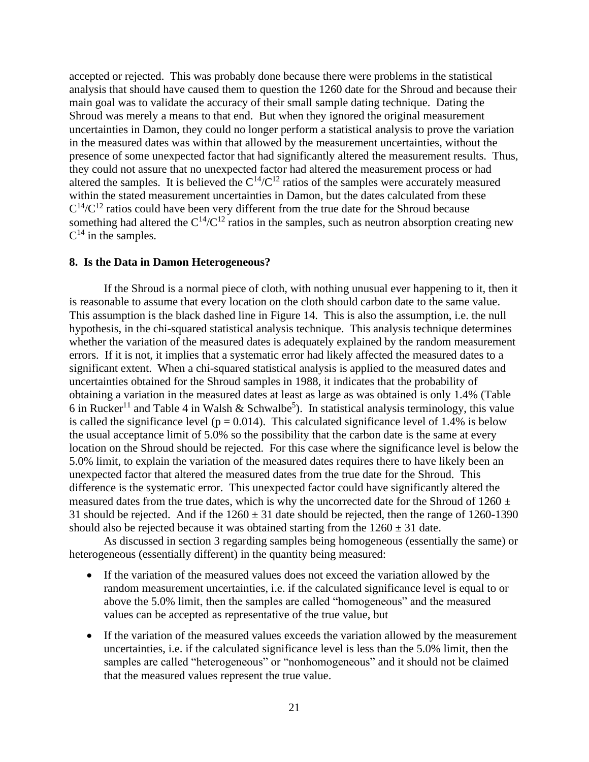accepted or rejected. This was probably done because there were problems in the statistical analysis that should have caused them to question the 1260 date for the Shroud and because their main goal was to validate the accuracy of their small sample dating technique. Dating the Shroud was merely a means to that end. But when they ignored the original measurement uncertainties in Damon, they could no longer perform a statistical analysis to prove the variation in the measured dates was within that allowed by the measurement uncertainties, without the presence of some unexpected factor that had significantly altered the measurement results. Thus, they could not assure that no unexpected factor had altered the measurement process or had altered the samples. It is believed the $C^{14}/C^{12}$ ratios of the samples were accurately measured within the stated measurement uncertainties in Damon, but the dates calculated from these $C^{14}/C^{12}$ ratios could have been very different from the true date for the Shroud because something had altered the $C^{14}/C^{12}$ ratios in the samples, such as neutron absorption creating new $C^{14}$ in the samples.

## 8. Is the Data in Damon Heterogeneous?

If the Shroud is a normal piece of cloth, with nothing unusual ever happening to it, then it is reasonable to assume that every location on the cloth should carbon date to the same value. This assumption is the black dashed line in Figure 14. This is also the assumption, i.e. the null hypothesis, in the chi-squared statistical analysis technique. This analysis technique determines whether the variation of the measured dates is adequately explained by the random measurement errors. If it is not, it implies that a systematic error had likely affected the measured dates to a significant extent. When a chi-squared statistical analysis is applied to the measured dates and uncertainties obtained for the Shroud samples in 1988, it indicates that the probability of obtaining a variation in the measured dates at least as large as was obtained is only 1.4% (Table 6 in Rucker[11] and Table 4 in Walsh & Schwalbe[5]). In statistical analysis terminology, this value is called the significance level ($p = 0.014$). This calculated significance level of 1.4% is below the usual acceptance limit of 5.0% so the possibility that the carbon date is the same at every location on the Shroud should be rejected. For this case where the significance level is below the 5.0% limit, to explain the variation of the measured dates requires there to have likely been an unexpected factor that altered the measured dates from the true date for the Shroud. This difference is the systematic error. This unexpected factor could have significantly altered the measured dates from the true dates, which is why the uncorrected date for the Shroud of $1260 \pm 31$ should be rejected. And if the $1260 \pm 31$ date should be rejected, then the range of 1260-1390 should also be rejected because it was obtained starting from the $1260 \pm 31$ date.

As discussed in section 3 regarding samples being homogeneous (essentially the same) or heterogeneous (essentially different) in the quantity being measured:

- If the variation of the measured values does not exceed the variation allowed by the random measurement uncertainties, i.e. if the calculated significance level is equal to or above the 5.0% limit, then the samples are called "homogeneous" and the measured values can be accepted as representative of the true value, but
- If the variation of the measured values exceeds the variation allowed by the measurement uncertainties, i.e. if the calculated significance level is less than the 5.0% limit, then the samples are called "heterogeneous" or "nonhomogeneous" and it should not be claimed that the measured values represent the true value.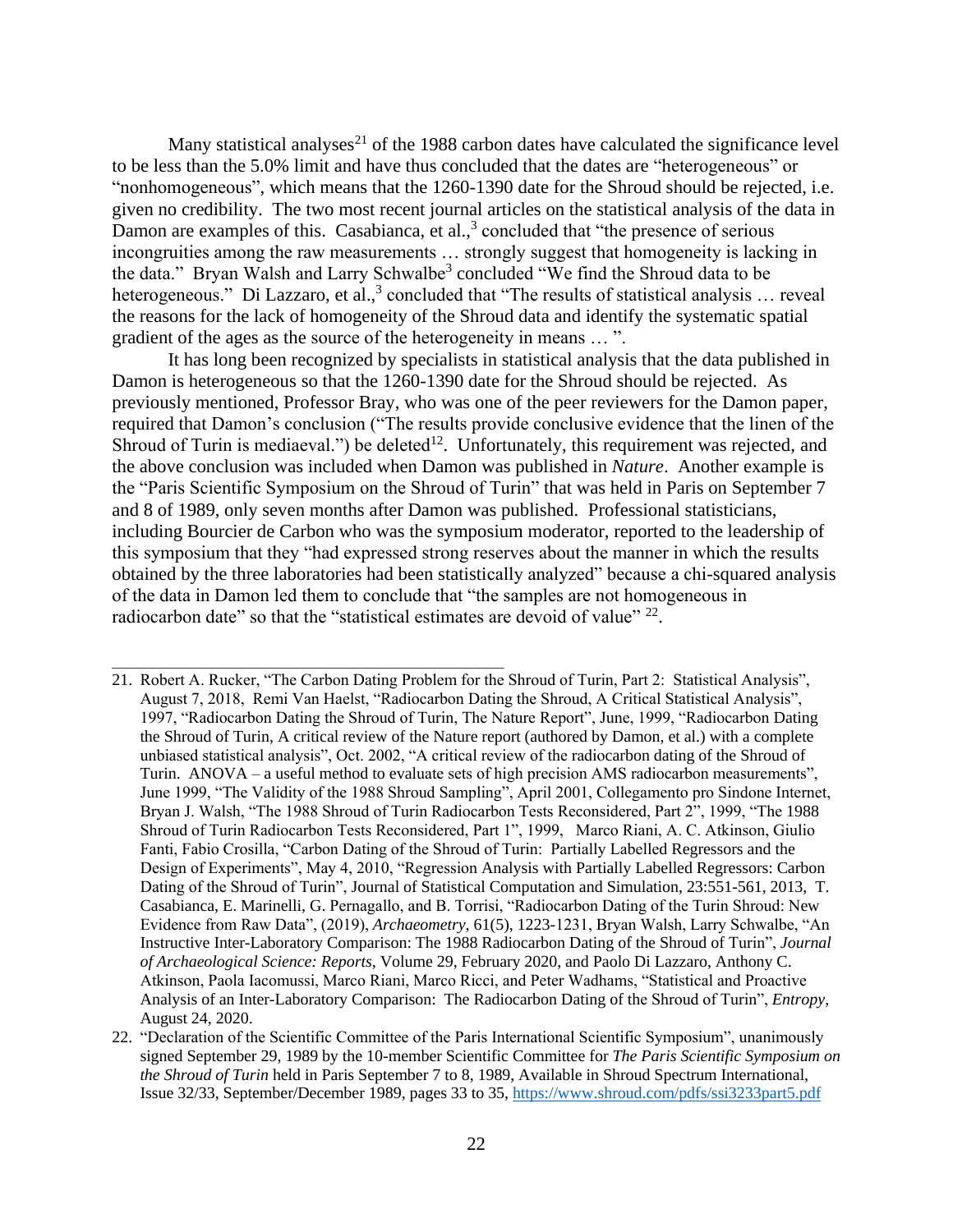Many statistical analyses[21] of the 1988 carbon dates have calculated the significance level to be less than the 5.0% limit and have thus concluded that the dates are "heterogeneous" or "nonhomogeneous", which means that the 1260-1390 date for the Shroud should be rejected, i.e. given no credibility. The two most recent journal articles on the statistical analysis of the data in Damon are examples of this. Casabianca, et al.,[3] concluded that "the presence of serious incongruities among the raw measurements … strongly suggest that homogeneity is lacking in the data." Bryan Walsh and Larry Schwalbe[3] concluded "We find the Shroud data to be heterogeneous." Di Lazzaro, et al.,[3] concluded that "The results of statistical analysis … reveal the reasons for the lack of homogeneity of the Shroud data and identify the systematic spatial gradient of the ages as the source of the heterogeneity in means … ".

It has long been recognized by specialists in statistical analysis that the data published in Damon is heterogeneous so that the 1260-1390 date for the Shroud should be rejected. As previously mentioned, Professor Bray, who was one of the peer reviewers for the Damon paper, required that Damon's conclusion ("The results provide conclusive evidence that the linen of the Shroud of Turin is mediaeval.") be deleted[12]. Unfortunately, this requirement was rejected, and the above conclusion was included when Damon was published in *Nature*. Another example is the "Paris Scientific Symposium on the Shroud of Turin" that was held in Paris on September 7 and 8 of 1989, only seven months after Damon was published. Professional statisticians, including Bourcier de Carbon who was the symposium moderator, reported to the leadership of this symposium that they "had expressed strong reserves about the manner in which the results obtained by the three laboratories had been statistically analyzed" because a chi-squared analysis of the data in Damon led them to conclude that "the samples are not homogeneous in radiocarbon date" so that the "statistical estimates are devoid of value" [22].

---

21. Robert A. Rucker, "The Carbon Dating Problem for the Shroud of Turin, Part 2: Statistical Analysis", August 7, 2018, Remi Van Haelst, "Radiocarbon Dating the Shroud, A Critical Statistical Analysis", 1997, "Radiocarbon Dating the Shroud of Turin, The Nature Report", June, 1999, "Radiocarbon Dating the Shroud of Turin, A critical review of the Nature report (authored by Damon, et al.) with a complete unbiased statistical analysis", Oct. 2002, "A critical review of the radiocarbon dating of the Shroud of Turin. ANOVA – a useful method to evaluate sets of high precision AMS radiocarbon measurements", June 1999, "The Validity of the 1988 Shroud Sampling", April 2001, Collegamento pro Sindone Internet, Bryan J. Walsh, "The 1988 Shroud of Turin Radiocarbon Tests Reconsidered, Part 2", 1999, "The 1988 Shroud of Turin Radiocarbon Tests Reconsidered, Part 1", 1999, Marco Riani, A. C. Atkinson, Giulio Fanti, Fabio Crosilla, "Carbon Dating of the Shroud of Turin: Partially Labelled Regressors and the Design of Experiments", May 4, 2010, "Regression Analysis with Partially Labelled Regressors: Carbon Dating of the Shroud of Turin", Journal of Statistical Computation and Simulation, 23:551-561, 2013, T. Casabianca, E. Marinelli, G. Pernagallo, and B. Torrisi, "Radiocarbon Dating of the Turin Shroud: New Evidence from Raw Data", (2019), *Archaeometry*, 61(5), 1223-1231, Bryan Walsh, Larry Schwalbe, "An Instructive Inter-Laboratory Comparison: The 1988 Radiocarbon Dating of the Shroud of Turin", *Journal of Archaeological Science: Reports*, Volume 29, February 2020, and Paolo Di Lazzaro, Anthony C. Atkinson, Paola Iacomussi, Marco Riani, Marco Ricci, and Peter Wadhams, "Statistical and Proactive Analysis of an Inter-Laboratory Comparison: The Radiocarbon Dating of the Shroud of Turin", *Entropy*, August 24, 2020.

22. "Declaration of the Scientific Committee of the Paris International Scientific Symposium", unanimously signed September 29, 1989 by the 10-member Scientific Committee for *The Paris Scientific Symposium on the Shroud of Turin* held in Paris September 7 to 8, 1989, Available in Shroud Spectrum International, Issue 32/33, September/December 1989, pages 33 to 35, https://www.shroud.com/pdfs/ssi3233part5.pdf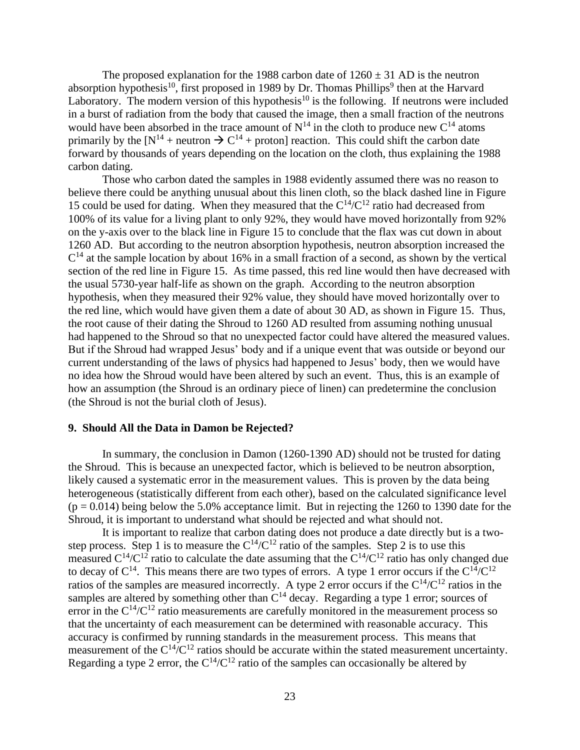The proposed explanation for the 1988 carbon date of 1260 ± 31 AD is the neutron absorption hypothesis[10], first proposed in 1989 by Dr. Thomas Phillips[9] then at the Harvard Laboratory. The modern version of this hypothesis[10] is the following. If neutrons were included in a burst of radiation from the body that caused the image, then a small fraction of the neutrons would have been absorbed in the trace amount of $N^{14}$ in the cloth to produce new $C^{14}$ atoms primarily by the [$N^{14}$ + neutron → $C^{14}$ + proton] reaction. This could shift the carbon date forward by thousands of years depending on the location on the cloth, thus explaining the 1988 carbon dating.

Those who carbon dated the samples in 1988 evidently assumed there was no reason to believe there could be anything unusual about this linen cloth, so the black dashed line in Figure 15 could be used for dating. When they measured that the $C^{14}/C^{12}$ ratio had decreased from 100% of its value for a living plant to only 92%, they would have moved horizontally from 92% on the y-axis over to the black line in Figure 15 to conclude that the flax was cut down in about 1260 AD. But according to the neutron absorption hypothesis, neutron absorption increased the $C^{14}$ at the sample location by about 16% in a small fraction of a second, as shown by the vertical section of the red line in Figure 15. As time passed, this red line would then have decreased with the usual 5730-year half-life as shown on the graph. According to the neutron absorption hypothesis, when they measured their 92% value, they should have moved horizontally over to the red line, which would have given them a date of about 30 AD, as shown in Figure 15. Thus, the root cause of their dating the Shroud to 1260 AD resulted from assuming nothing unusual had happened to the Shroud so that no unexpected factor could have altered the measured values. But if the Shroud had wrapped Jesus' body and if a unique event that was outside or beyond our current understanding of the laws of physics had happened to Jesus' body, then we would have no idea how the Shroud would have been altered by such an event. Thus, this is an example of how an assumption (the Shroud is an ordinary piece of linen) can predetermine the conclusion (the Shroud is not the burial cloth of Jesus).

## 9. Should All the Data in Damon be Rejected?

In summary, the conclusion in Damon (1260-1390 AD) should not be trusted for dating the Shroud. This is because an unexpected factor, which is believed to be neutron absorption, likely caused a systematic error in the measurement values. This is proven by the data being heterogeneous (statistically different from each other), based on the calculated significance level ($p = 0.014$) being below the 5.0% acceptance limit. But in rejecting the 1260 to 1390 date for the Shroud, it is important to understand what should be rejected and what should not.

It is important to realize that carbon dating does not produce a date directly but is a two-step process. Step 1 is to measure the $C^{14}/C^{12}$ ratio of the samples. Step 2 is to use this measured $C^{14}/C^{12}$ ratio to calculate the date assuming that the $C^{14}/C^{12}$ ratio has only changed due to decay of $C^{14}$. This means there are two types of errors. A type 1 error occurs if the $C^{14}/C^{12}$ ratios of the samples are measured incorrectly. A type 2 error occurs if the $C^{14}/C^{12}$ ratios in the samples are altered by something other than $C^{14}$ decay. Regarding a type 1 error; sources of error in the $C^{14}/C^{12}$ ratio measurements are carefully monitored in the measurement process so that the uncertainty of each measurement can be determined with reasonable accuracy. This accuracy is confirmed by running standards in the measurement process. This means that measurement of the $C^{14}/C^{12}$ ratios should be accurate within the stated measurement uncertainty. Regarding a type 2 error, the $C^{14}/C^{12}$ ratio of the samples can occasionally be altered by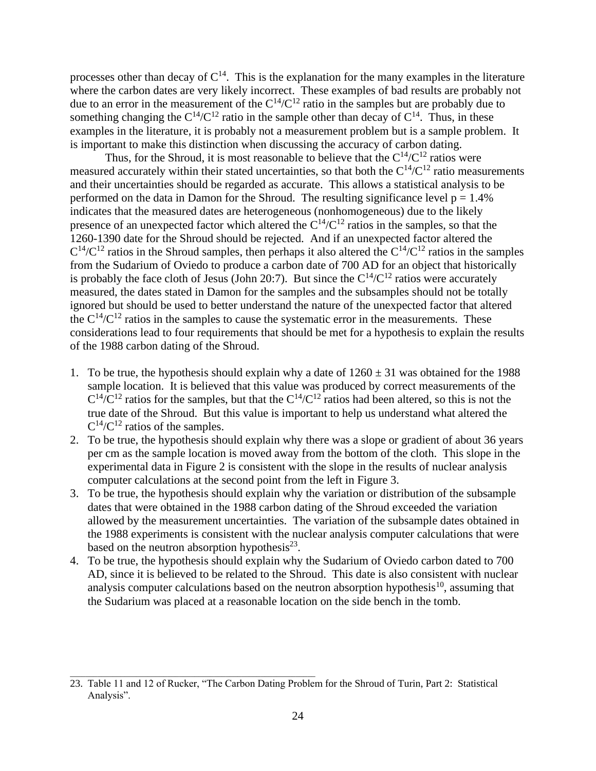processes other than decay of $C^{14}$. This is the explanation for the many examples in the literature where the carbon dates are very likely incorrect. These examples of bad results are probably not due to an error in the measurement of the $C^{14}/C^{12}$ ratio in the samples but are probably due to something changing the $C^{14}/C^{12}$ ratio in the sample other than decay of $C^{14}$. Thus, in these examples in the literature, it is probably not a measurement problem but is a sample problem. It is important to make this distinction when discussing the accuracy of carbon dating.

Thus, for the Shroud, it is most reasonable to believe that the $C^{14}/C^{12}$ ratios were measured accurately within their stated uncertainties, so that both the $C^{14}/C^{12}$ ratio measurements and their uncertainties should be regarded as accurate. This allows a statistical analysis to be performed on the data in Damon for the Shroud. The resulting significance level $p = 1.4\%$ indicates that the measured dates are heterogeneous (nonhomogeneous) due to the likely presence of an unexpected factor which altered the $C^{14}/C^{12}$ ratios in the samples, so that the 1260-1390 date for the Shroud should be rejected. And if an unexpected factor altered the $C^{14}/C^{12}$ ratios in the Shroud samples, then perhaps it also altered the $C^{14}/C^{12}$ ratios in the samples from the Sudarium of Oviedo to produce a carbon date of 700 AD for an object that historically is probably the face cloth of Jesus (John 20:7). But since the $C^{14}/C^{12}$ ratios were accurately measured, the dates stated in Damon for the samples and the subsamples should not be totally ignored but should be used to better understand the nature of the unexpected factor that altered the $C^{14}/C^{12}$ ratios in the samples to cause the systematic error in the measurements. These considerations lead to four requirements that should be met for a hypothesis to explain the results of the 1988 carbon dating of the Shroud.

1. To be true, the hypothesis should explain why a date of $1260 \pm 31$ was obtained for the 1988 sample location. It is believed that this value was produced by correct measurements of the $C^{14}/C^{12}$ ratios for the samples, but that the $C^{14}/C^{12}$ ratios had been altered, so this is not the true date of the Shroud. But this value is important to help us understand what altered the $C^{14}/C^{12}$ ratios of the samples.
2. To be true, the hypothesis should explain why there was a slope or gradient of about 36 years per cm as the sample location is moved away from the bottom of the cloth. This slope in the experimental data in Figure 2 is consistent with the slope in the results of nuclear analysis computer calculations at the second point from the left in Figure 3.
3. To be true, the hypothesis should explain why the variation or distribution of the subsample dates that were obtained in the 1988 carbon dating of the Shroud exceeded the variation allowed by the measurement uncertainties. The variation of the subsample dates obtained in the 1988 experiments is consistent with the nuclear analysis computer calculations that were based on the neutron absorption hypothesis[23].
4. To be true, the hypothesis should explain why the Sudarium of Oviedo carbon dated to 700 AD, since it is believed to be related to the Shroud. This date is also consistent with nuclear analysis computer calculations based on the neutron absorption hypothesis[10], assuming that the Sudarium was placed at a reasonable location on the side bench in the tomb.

---

23. Table 11 and 12 of Rucker, "The Carbon Dating Problem for the Shroud of Turin, Part 2: Statistical Analysis".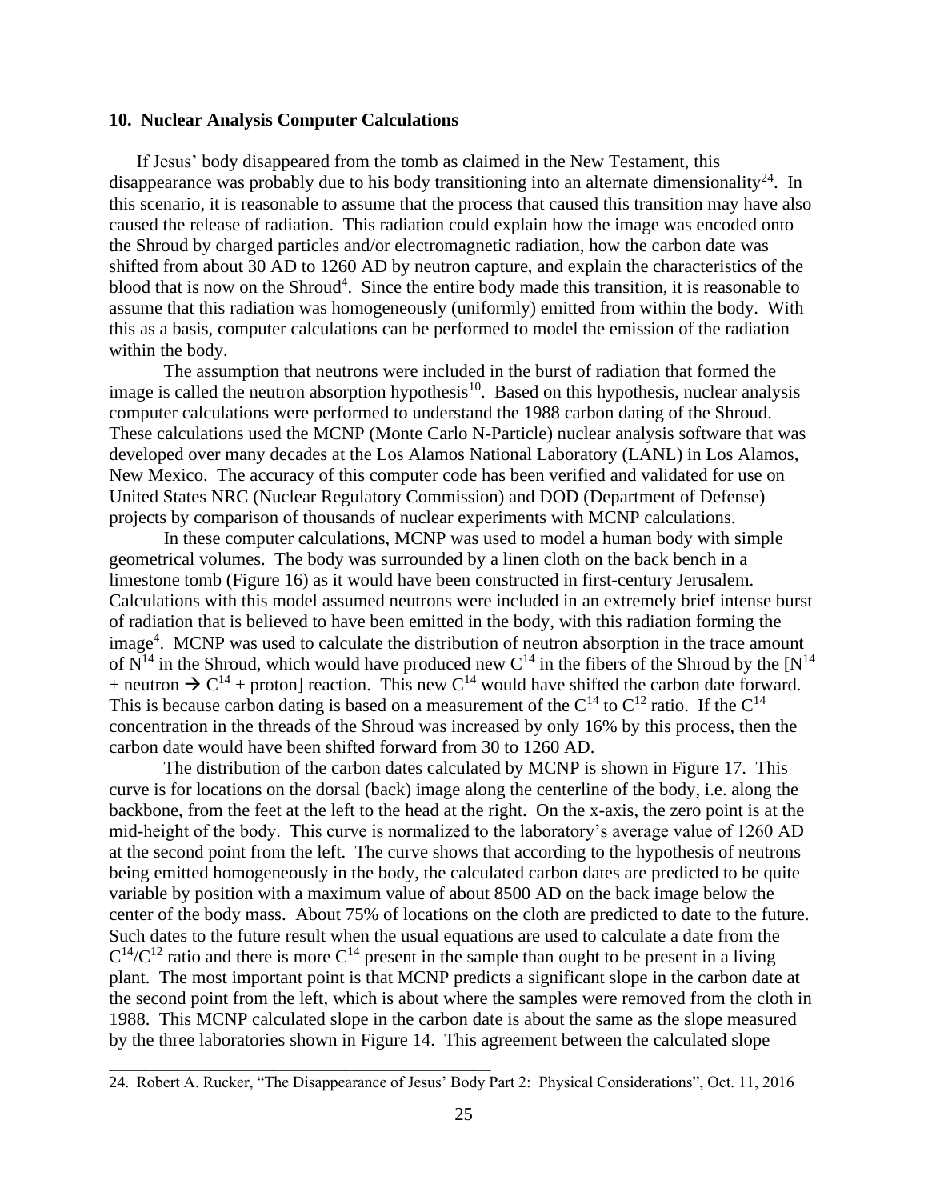### 10. Nuclear Analysis Computer Calculations

If Jesus' body disappeared from the tomb as claimed in the New Testament, this disappearance was probably due to his body transitioning into an alternate dimensionality[24]. In this scenario, it is reasonable to assume that the process that caused this transition may have also caused the release of radiation. This radiation could explain how the image was encoded onto the Shroud by charged particles and/or electromagnetic radiation, how the carbon date was shifted from about 30 AD to 1260 AD by neutron capture, and explain the characteristics of the blood that is now on the Shroud[4]. Since the entire body made this transition, it is reasonable to assume that this radiation was homogeneously (uniformly) emitted from within the body. With this as a basis, computer calculations can be performed to model the emission of the radiation within the body.

The assumption that neutrons were included in the burst of radiation that formed the image is called the neutron absorption hypothesis[10]. Based on this hypothesis, nuclear analysis computer calculations were performed to understand the 1988 carbon dating of the Shroud. These calculations used the MCNP (Monte Carlo N-Particle) nuclear analysis software that was developed over many decades at the Los Alamos National Laboratory (LANL) in Los Alamos, New Mexico. The accuracy of this computer code has been verified and validated for use on United States NRC (Nuclear Regulatory Commission) and DOD (Department of Defense) projects by comparison of thousands of nuclear experiments with MCNP calculations.

In these computer calculations, MCNP was used to model a human body with simple geometrical volumes. The body was surrounded by a linen cloth on the back bench in a limestone tomb (Figure 16) as it would have been constructed in first-century Jerusalem. Calculations with this model assumed neutrons were included in an extremely brief intense burst of radiation that is believed to have been emitted in the body, with this radiation forming the image[4]. MCNP was used to calculate the distribution of neutron absorption in the trace amount of $N^{14}$ in the Shroud, which would have produced new $C^{14}$ in the fibers of the Shroud by the [$N^{14}$ + neutron $\rightarrow$ $C^{14}$ + proton] reaction. This new $C^{14}$ would have shifted the carbon date forward. This is because carbon dating is based on a measurement of the $C^{14}$ to $C^{12}$ ratio. If the $C^{14}$ concentration in the threads of the Shroud was increased by only 16% by this process, then the carbon date would have been shifted forward from 30 to 1260 AD.

The distribution of the carbon dates calculated by MCNP is shown in Figure 17. This curve is for locations on the dorsal (back) image along the centerline of the body, i.e. along the backbone, from the feet at the left to the head at the right. On the x-axis, the zero point is at the mid-height of the body. This curve is normalized to the laboratory's average value of 1260 AD at the second point from the left. The curve shows that according to the hypothesis of neutrons being emitted homogeneously in the body, the calculated carbon dates are predicted to be quite variable by position with a maximum value of about 8500 AD on the back image below the center of the body mass. About 75% of locations on the cloth are predicted to date to the future. Such dates to the future result when the usual equations are used to calculate a date from the $C^{14}/C^{12}$ ratio and there is more $C^{14}$ present in the sample than ought to be present in a living plant. The most important point is that MCNP predicts a significant slope in the carbon date at the second point from the left, which is about where the samples were removed from the cloth in 1988. This MCNP calculated slope in the carbon date is about the same as the slope measured by the three laboratories shown in Figure 14. This agreement between the calculated slope

---

24. Robert A. Rucker, "The Disappearance of Jesus' Body Part 2: Physical Considerations", Oct. 11, 2016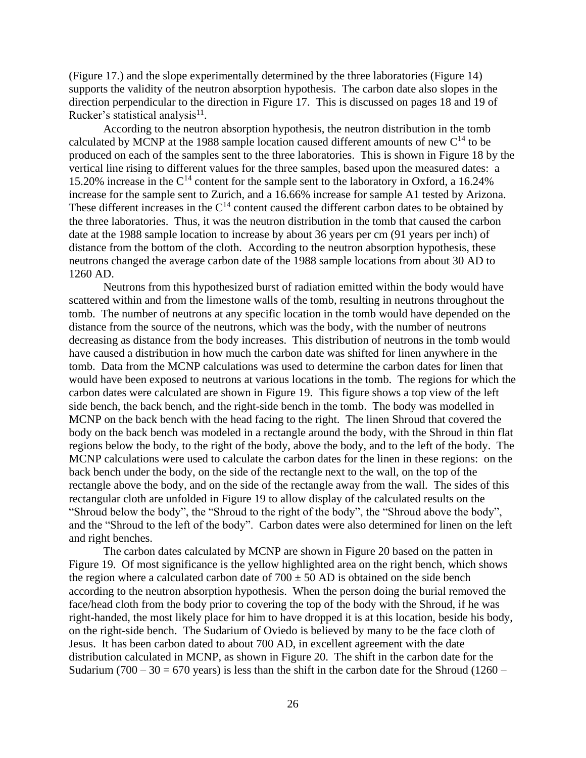(Figure 17.) and the slope experimentally determined by the three laboratories (Figure 14) supports the validity of the neutron absorption hypothesis. The carbon date also slopes in the direction perpendicular to the direction in Figure 17. This is discussed on pages 18 and 19 of Rucker's statistical analysis[11].

According to the neutron absorption hypothesis, the neutron distribution in the tomb calculated by MCNP at the 1988 sample location caused different amounts of new $C^{14}$ to be produced on each of the samples sent to the three laboratories. This is shown in Figure 18 by the vertical line rising to different values for the three samples, based upon the measured dates: a 15.20% increase in the $C^{14}$ content for the sample sent to the laboratory in Oxford, a 16.24% increase for the sample sent to Zurich, and a 16.66% increase for sample A1 tested by Arizona. These different increases in the $C^{14}$ content caused the different carbon dates to be obtained by the three laboratories. Thus, it was the neutron distribution in the tomb that caused the carbon date at the 1988 sample location to increase by about 36 years per cm (91 years per inch) of distance from the bottom of the cloth. According to the neutron absorption hypothesis, these neutrons changed the average carbon date of the 1988 sample locations from about 30 AD to 1260 AD.

Neutrons from this hypothesized burst of radiation emitted within the body would have scattered within and from the limestone walls of the tomb, resulting in neutrons throughout the tomb. The number of neutrons at any specific location in the tomb would have depended on the distance from the source of the neutrons, which was the body, with the number of neutrons decreasing as distance from the body increases. This distribution of neutrons in the tomb would have caused a distribution in how much the carbon date was shifted for linen anywhere in the tomb. Data from the MCNP calculations was used to determine the carbon dates for linen that would have been exposed to neutrons at various locations in the tomb. The regions for which the carbon dates were calculated are shown in Figure 19. This figure shows a top view of the left side bench, the back bench, and the right-side bench in the tomb. The body was modelled in MCNP on the back bench with the head facing to the right. The linen Shroud that covered the body on the back bench was modeled in a rectangle around the body, with the Shroud in thin flat regions below the body, to the right of the body, above the body, and to the left of the body. The MCNP calculations were used to calculate the carbon dates for the linen in these regions: on the back bench under the body, on the side of the rectangle next to the wall, on the top of the rectangle above the body, and on the side of the rectangle away from the wall. The sides of this rectangular cloth are unfolded in Figure 19 to allow display of the calculated results on the "Shroud below the body", the "Shroud to the right of the body", the "Shroud above the body", and the "Shroud to the left of the body". Carbon dates were also determined for linen on the left and right benches.

The carbon dates calculated by MCNP are shown in Figure 20 based on the patten in Figure 19. Of most significance is the yellow highlighted area on the right bench, which shows the region where a calculated carbon date of 700 ± 50 AD is obtained on the side bench according to the neutron absorption hypothesis. When the person doing the burial removed the face/head cloth from the body prior to covering the top of the body with the Shroud, if he was right-handed, the most likely place for him to have dropped it is at this location, beside his body, on the right-side bench. The Sudarium of Oviedo is believed by many to be the face cloth of Jesus. It has been carbon dated to about 700 AD, in excellent agreement with the date distribution calculated in MCNP, as shown in Figure 20. The shift in the carbon date for the Sudarium (700 – 30 = 670 years) is less than the shift in the carbon date for the Shroud (1260 –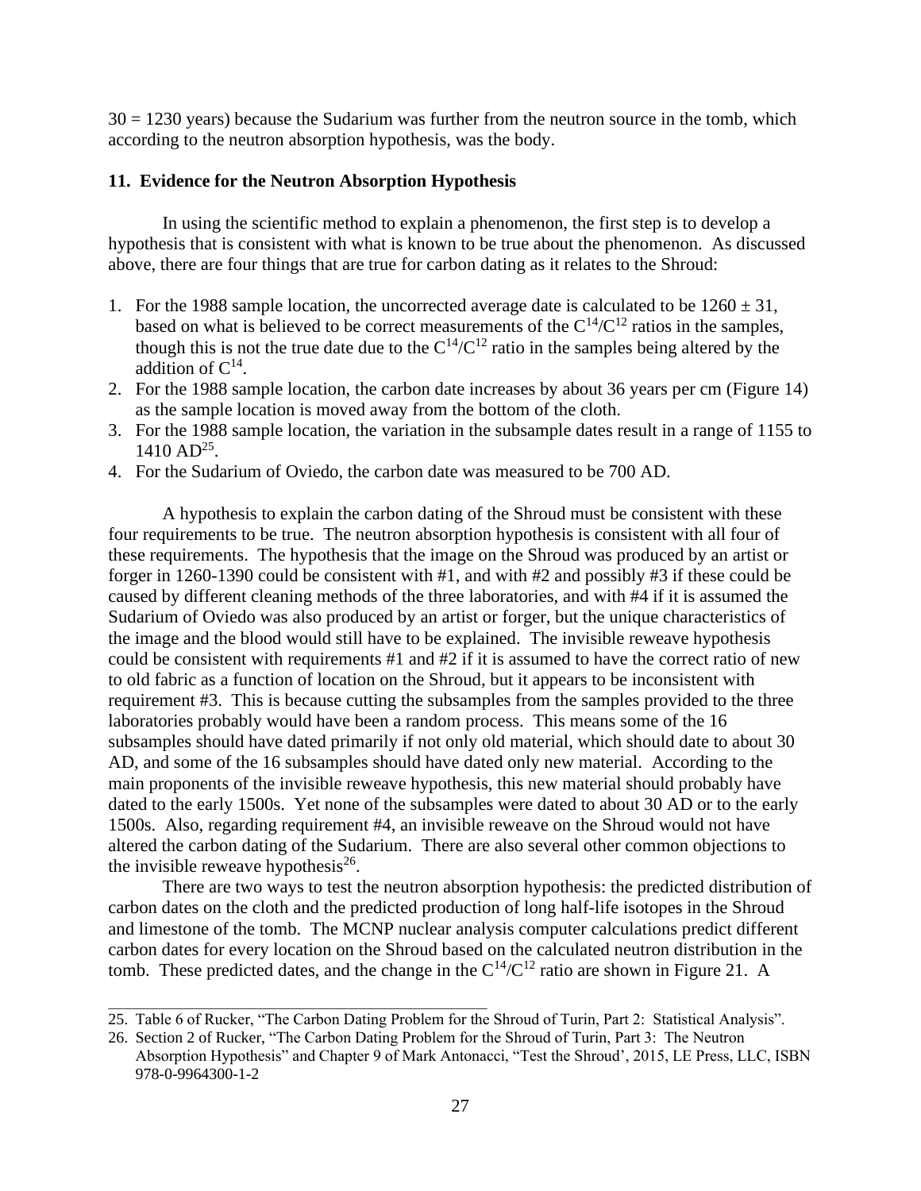30 = 1230 years) because the Sudarium was further from the neutron source in the tomb, which according to the neutron absorption hypothesis, was the body.

### 11. Evidence for the Neutron Absorption Hypothesis

In using the scientific method to explain a phenomenon, the first step is to develop a hypothesis that is consistent with what is known to be true about the phenomenon. As discussed above, there are four things that are true for carbon dating as it relates to the Shroud:

1. For the 1988 sample location, the uncorrected average date is calculated to be 1260 ± 31, based on what is believed to be correct measurements of the $C^{14}/C^{12}$ ratios in the samples, though this is not the true date due to the $C^{14}/C^{12}$ ratio in the samples being altered by the addition of $C^{14}$.
2. For the 1988 sample location, the carbon date increases by about 36 years per cm (Figure 14) as the sample location is moved away from the bottom of the cloth.
3. For the 1988 sample location, the variation in the subsample dates result in a range of 1155 to 1410 AD[25].
4. For the Sudarium of Oviedo, the carbon date was measured to be 700 AD.

A hypothesis to explain the carbon dating of the Shroud must be consistent with these four requirements to be true. The neutron absorption hypothesis is consistent with all four of these requirements. The hypothesis that the image on the Shroud was produced by an artist or forger in 1260-1390 could be consistent with #1, and with #2 and possibly #3 if these could be caused by different cleaning methods of the three laboratories, and with #4 if it is assumed the Sudarium of Oviedo was also produced by an artist or forger, but the unique characteristics of the image and the blood would still have to be explained. The invisible reweave hypothesis could be consistent with requirements #1 and #2 if it is assumed to have the correct ratio of new to old fabric as a function of location on the Shroud, but it appears to be inconsistent with requirement #3. This is because cutting the subsamples from the samples provided to the three laboratories probably would have been a random process. This means some of the 16 subsamples should have dated primarily if not only old material, which should date to about 30 AD, and some of the 16 subsamples should have dated only new material. According to the main proponents of the invisible reweave hypothesis, this new material should probably have dated to the early 1500s. Yet none of the subsamples were dated to about 30 AD or to the early 1500s. Also, regarding requirement #4, an invisible reweave on the Shroud would not have altered the carbon dating of the Sudarium. There are also several other common objections to the invisible reweave hypothesis[26].

There are two ways to test the neutron absorption hypothesis: the predicted distribution of carbon dates on the cloth and the predicted production of long half-life isotopes in the Shroud and limestone of the tomb. The MCNP nuclear analysis computer calculations predict different carbon dates for every location on the Shroud based on the calculated neutron distribution in the tomb. These predicted dates, and the change in the $C^{14}/C^{12}$ ratio are shown in Figure 21. A

---

25. Table 6 of Rucker, "The Carbon Dating Problem for the Shroud of Turin, Part 2: Statistical Analysis".
26. Section 2 of Rucker, "The Carbon Dating Problem for the Shroud of Turin, Part 3: The Neutron Absorption Hypothesis" and Chapter 9 of Mark Antonacci, "Test the Shroud', 2015, LE Press, LLC, ISBN 978-0-9964300-1-2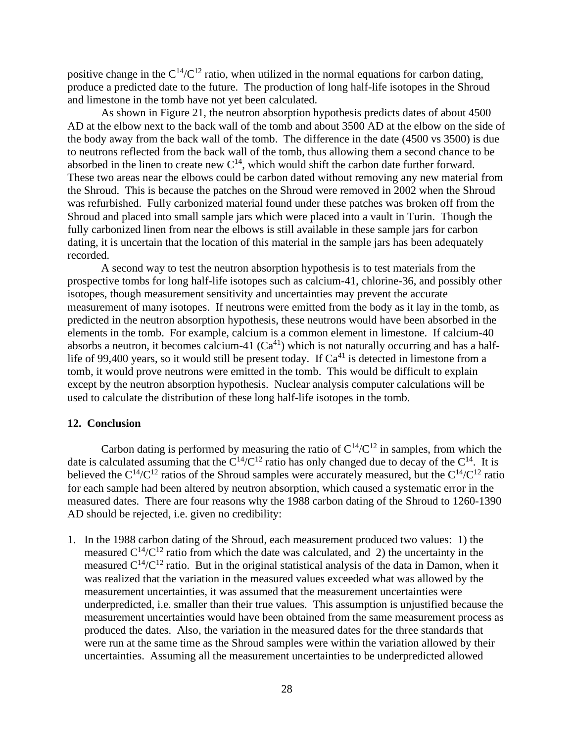positive change in the $C^{14}/C^{12}$ ratio, when utilized in the normal equations for carbon dating, produce a predicted date to the future. The production of long half-life isotopes in the Shroud and limestone in the tomb have not yet been calculated.

As shown in Figure 21, the neutron absorption hypothesis predicts dates of about 4500 AD at the elbow next to the back wall of the tomb and about 3500 AD at the elbow on the side of the body away from the back wall of the tomb. The difference in the date (4500 vs 3500) is due to neutrons reflected from the back wall of the tomb, thus allowing them a second chance to be absorbed in the linen to create new $C^{14}$, which would shift the carbon date further forward. These two areas near the elbows could be carbon dated without removing any new material from the Shroud. This is because the patches on the Shroud were removed in 2002 when the Shroud was refurbished. Fully carbonized material found under these patches was broken off from the Shroud and placed into small sample jars which were placed into a vault in Turin. Though the fully carbonized linen from near the elbows is still available in these sample jars for carbon dating, it is uncertain that the location of this material in the sample jars has been adequately recorded.

A second way to test the neutron absorption hypothesis is to test materials from the prospective tombs for long half-life isotopes such as calcium-41, chlorine-36, and possibly other isotopes, though measurement sensitivity and uncertainties may prevent the accurate measurement of many isotopes. If neutrons were emitted from the body as it lay in the tomb, as predicted in the neutron absorption hypothesis, these neutrons would have been absorbed in the elements in the tomb. For example, calcium is a common element in limestone. If calcium-40 absorbs a neutron, it becomes calcium-41 ($Ca^{41}$) which is not naturally occurring and has a half-life of 99,400 years, so it would still be present today. If $Ca^{41}$ is detected in limestone from a tomb, it would prove neutrons were emitted in the tomb. This would be difficult to explain except by the neutron absorption hypothesis. Nuclear analysis computer calculations will be used to calculate the distribution of these long half-life isotopes in the tomb.

## 12. Conclusion

Carbon dating is performed by measuring the ratio of $C^{14}/C^{12}$ in samples, from which the date is calculated assuming that the $C^{14}/C^{12}$ ratio has only changed due to decay of the $C^{14}$. It is believed the $C^{14}/C^{12}$ ratios of the Shroud samples were accurately measured, but the $C^{14}/C^{12}$ ratio for each sample had been altered by neutron absorption, which caused a systematic error in the measured dates. There are four reasons why the 1988 carbon dating of the Shroud to 1260-1390 AD should be rejected, i.e. given no credibility:

1. In the 1988 carbon dating of the Shroud, each measurement produced two values: 1) the measured $C^{14}/C^{12}$ ratio from which the date was calculated, and 2) the uncertainty in the measured $C^{14}/C^{12}$ ratio. But in the original statistical analysis of the data in Damon, when it was realized that the variation in the measured values exceeded what was allowed by the measurement uncertainties, it was assumed that the measurement uncertainties were underpredicted, i.e. smaller than their true values. This assumption is unjustified because the measurement uncertainties would have been obtained from the same measurement process as produced the dates. Also, the variation in the measured dates for the three standards that were run at the same time as the Shroud samples were within the variation allowed by their uncertainties. Assuming all the measurement uncertainties to be underpredicted allowed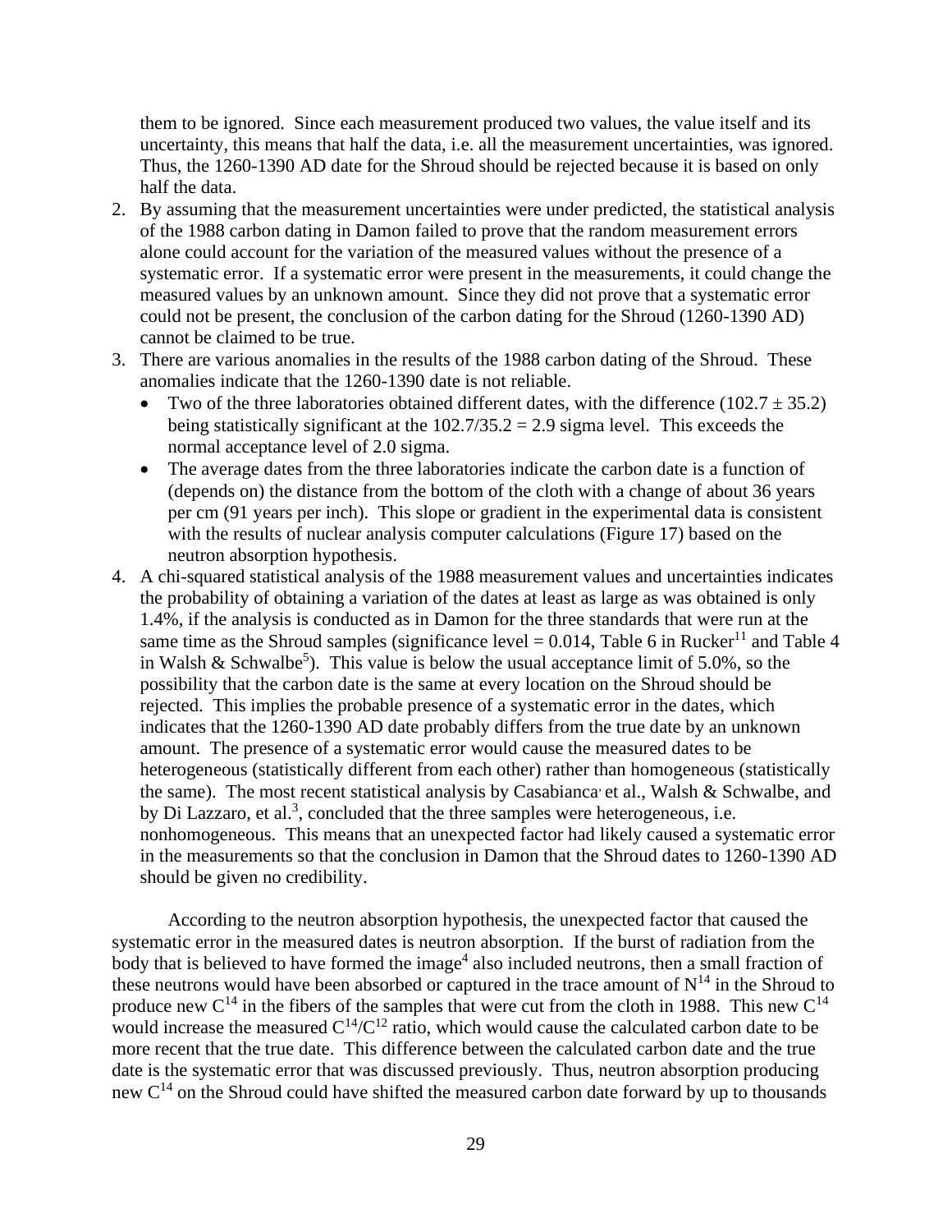them to be ignored. Since each measurement produced two values, the value itself and its uncertainty, this means that half the data, i.e. all the measurement uncertainties, was ignored. Thus, the 1260-1390 AD date for the Shroud should be rejected because it is based on only half the data.

2. By assuming that the measurement uncertainties were under predicted, the statistical analysis of the 1988 carbon dating in Damon failed to prove that the random measurement errors alone could account for the variation of the measured values without the presence of a systematic error. If a systematic error were present in the measurements, it could change the measured values by an unknown amount. Since they did not prove that a systematic error could not be present, the conclusion of the carbon dating for the Shroud (1260-1390 AD) cannot be claimed to be true.
3. There are various anomalies in the results of the 1988 carbon dating of the Shroud. These anomalies indicate that the 1260-1390 date is not reliable.
   - Two of the three laboratories obtained different dates, with the difference ($102.7 \pm 35.2$) being statistically significant at the $102.7/35.2 = 2.9$ sigma level. This exceeds the normal acceptance level of 2.0 sigma.
   - The average dates from the three laboratories indicate the carbon date is a function of (depends on) the distance from the bottom of the cloth with a change of about 36 years per cm (91 years per inch). This slope or gradient in the experimental data is consistent with the results of nuclear analysis computer calculations (Figure 17) based on the neutron absorption hypothesis.
4. A chi-squared statistical analysis of the 1988 measurement values and uncertainties indicates the probability of obtaining a variation of the dates at least as large as was obtained is only 1.4%, if the analysis is conducted as in Damon for the three standards that were run at the same time as the Shroud samples (significance level = 0.014, Table 6 in Rucker[11] and Table 4 in Walsh & Schwalbe[5]). This value is below the usual acceptance limit of 5.0%, so the possibility that the carbon date is the same at every location on the Shroud should be rejected. This implies the probable presence of a systematic error in the dates, which indicates that the 1260-1390 AD date probably differs from the true date by an unknown amount. The presence of a systematic error would cause the measured dates to be heterogeneous (statistically different from each other) rather than homogeneous (statistically the same). The most recent statistical analysis by Casabianca, et al., Walsh & Schwalbe, and by Di Lazzaro, et al.[3], concluded that the three samples were heterogeneous, i.e. nonhomogeneous. This means that an unexpected factor had likely caused a systematic error in the measurements so that the conclusion in Damon that the Shroud dates to 1260-1390 AD should be given no credibility.

According to the neutron absorption hypothesis, the unexpected factor that caused the systematic error in the measured dates is neutron absorption. If the burst of radiation from the body that is believed to have formed the image[4] also included neutrons, then a small fraction of these neutrons would have been absorbed or captured in the trace amount of $N^{14}$ in the Shroud to produce new $C^{14}$ in the fibers of the samples that were cut from the cloth in 1988. This new $C^{14}$ would increase the measured $C^{14}/C^{12}$ ratio, which would cause the calculated carbon date to be more recent that the true date. This difference between the calculated carbon date and the true date is the systematic error that was discussed previously. Thus, neutron absorption producing new $C^{14}$ on the Shroud could have shifted the measured carbon date forward by up to thousands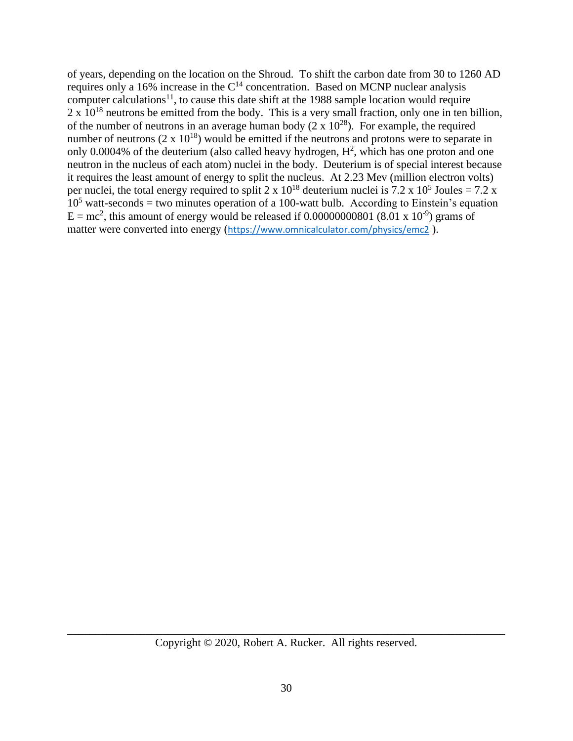of years, depending on the location on the Shroud. To shift the carbon date from 30 to 1260 AD requires only a 16% increase in the $C^{14}$ concentration. Based on MCNP nuclear analysis computer calculations[11], to cause this date shift at the 1988 sample location would require $2 \times 10^{18}$ neutrons be emitted from the body. This is a very small fraction, only one in ten billion, of the number of neutrons in an average human body ($2 \times 10^{28}$). For example, the required number of neutrons ($2 \times 10^{18}$) would be emitted if the neutrons and protons were to separate in only 0.0004% of the deuterium (also called heavy hydrogen, $H^2$, which has one proton and one neutron in the nucleus of each atom) nuclei in the body. Deuterium is of special interest because it requires the least amount of energy to split the nucleus. At 2.23 Mev (million electron volts) per nuclei, the total energy required to split $2 \times 10^{18}$ deuterium nuclei is $7.2 \times 10^5$ Joules = $7.2 \times 10^5$ watt-seconds = two minutes operation of a 100-watt bulb. According to Einstein's equation $E = mc^2$, this amount of energy would be released if 0.00000000801 ($8.01 \times 10^{-9}$) grams of matter were converted into energy (https://www.omnicalculator.com/physics/emc2 ).

Copyright © 2020, Robert A. Rucker. All rights reserved.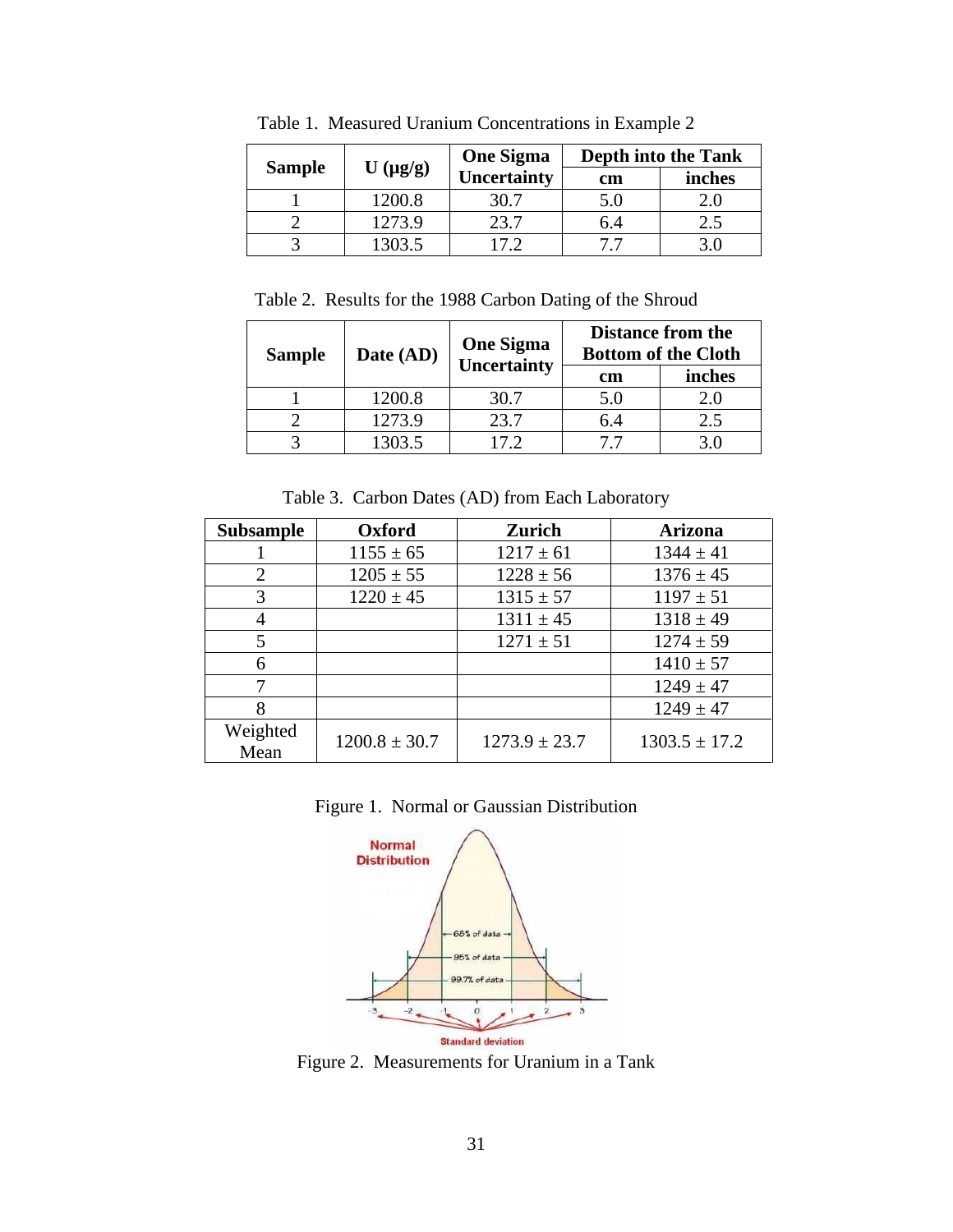Table 1. Measured Uranium Concentrations in Example 2

| Sample | U (μg/g) | One Sigma Uncertainty | Depth into the Tank | |
|---|---|---|---|---|
| | | | cm | inches |
| 1 | 1200.8 | 30.7 | 5.0 | 2.0 |
| 2 | 1273.9 | 23.7 | 6.4 | 2.5 |
| 3 | 1303.5 | 17.2 | 7.7 | 3.0 |

Table 2. Results for the 1988 Carbon Dating of the Shroud

| Sample | Date (AD) | One Sigma Uncertainty | Distance from the Bottom of the Cloth | |
|---|---|---|---|---|
| | | | cm | inches |
| 1 | 1200.8 | 30.7 | 5.0 | 2.0 |
| 2 | 1273.9 | 23.7 | 6.4 | 2.5 |
| 3 | 1303.5 | 17.2 | 7.7 | 3.0 |

Table 3. Carbon Dates (AD) from Each Laboratory

| Subsample | Oxford | Zurich | Arizona |
|---|---|---|---|
| 1 | 1155 ± 65 | 1217 ± 61 | 1344 ± 41 |
| 2 | 1205 ± 55 | 1228 ± 56 | 1376 ± 45 |
| 3 | 1220 ± 45 | 1315 ± 57 | 1197 ± 51 |
| 4 | | 1311 ± 45 | 1318 ± 49 |
| 5 | | 1271 ± 51 | 1274 ± 59 |
| 6 | | | 1410 ± 57 |
| 7 | | | 1249 ± 47 |
| 8 | | | 1249 ± 47 |
| Weighted Mean | 1200.8 ± 30.7 | 1273.9 ± 23.7 | 1303.5 ± 17.2 |

Figure 1. Normal or Gaussian Distribution

Figure 2. Measurements for Uranium in a Tank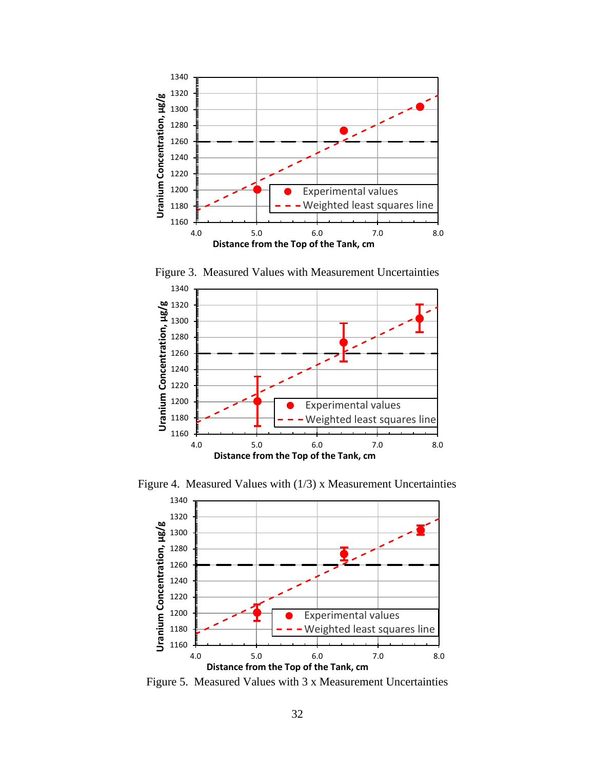Figure 3. Measured Values with Measurement Uncertainties

Figure 4. Measured Values with (1/3) x Measurement Uncertainties

Figure 5. Measured Values with 3 x Measurement Uncertainties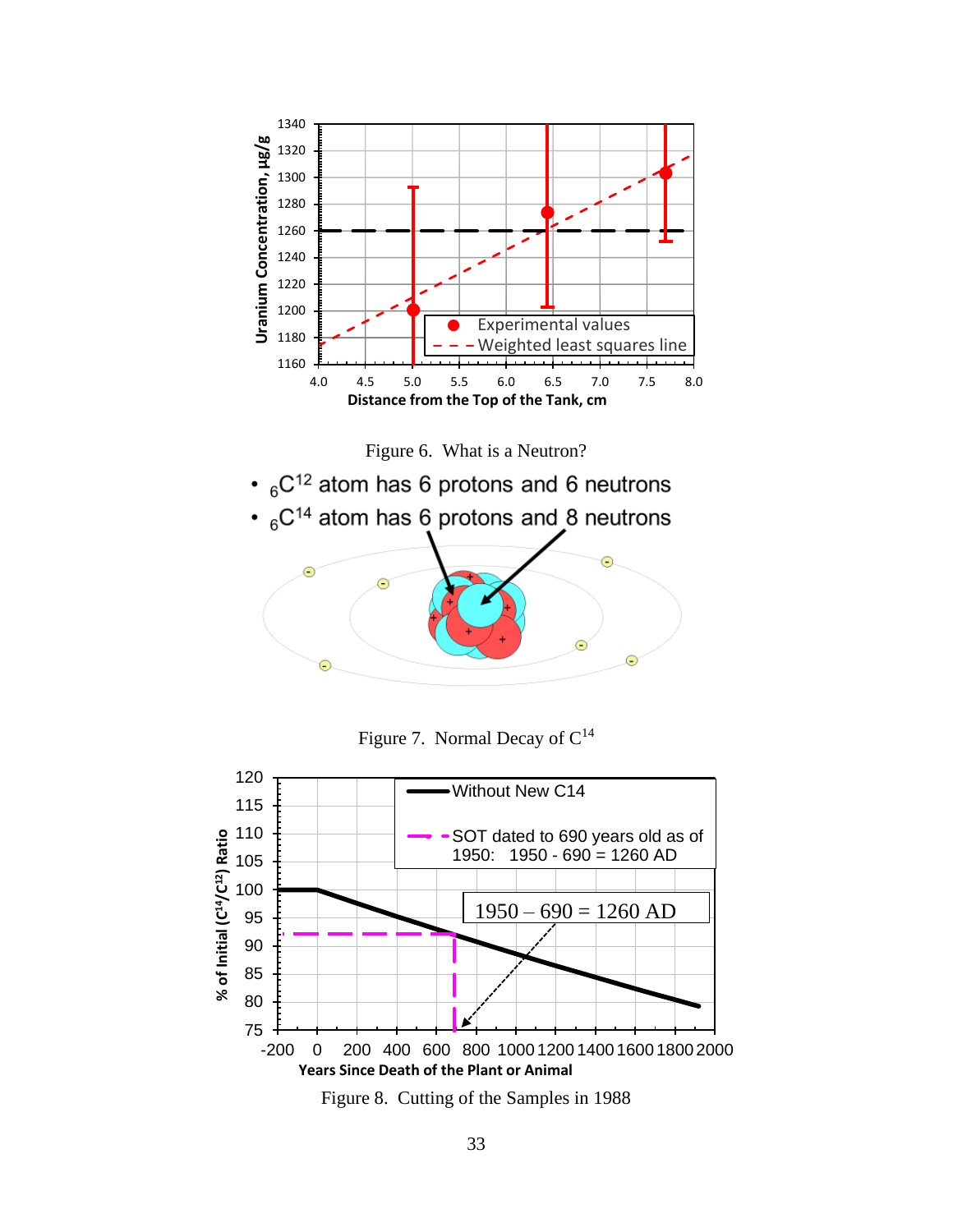Figure 6. What is a Neutron?

- $_6C^{12}$ atom has 6 protons and 6 neutrons
- $_6C^{14}$ atom has 6 protons and 8 neutrons

Figure 7. Normal Decay of $C^{14}$

Figure 8. Cutting of the Samples in 1988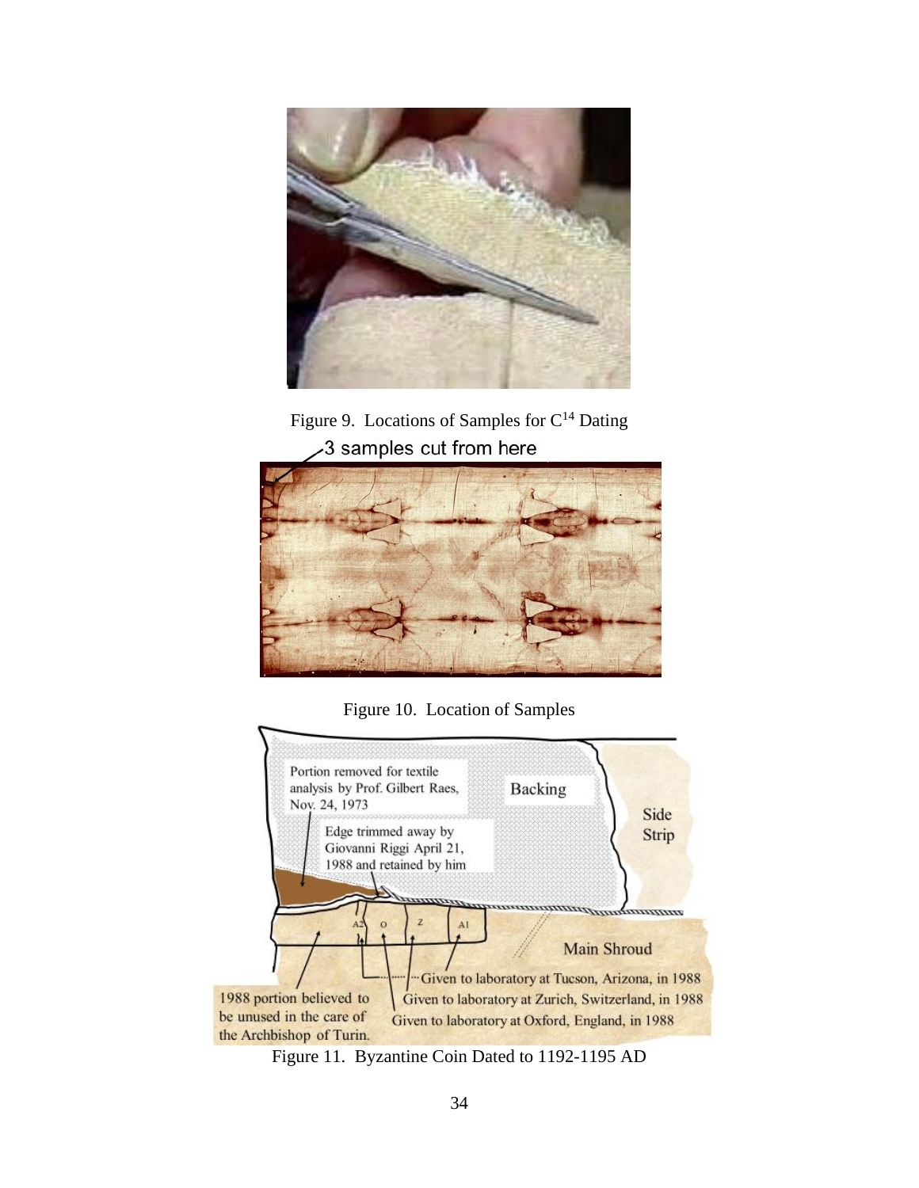Figure 9. Locations of Samples for $C^{14}$ Dating

3 samples cut from here

Figure 10. Location of Samples

Portion removed for textile analysis by Prof. Gilbert Raes, Nov. 24, 1973

Backing

Side Strip

Edge trimmed away by Giovanni Riggi April 21, 1988 and retained by him

A2 O Z A1

Main Shroud

Given to laboratory at Tucson, Arizona, in 1988

Given to laboratory at Zurich, Switzerland, in 1988

Given to laboratory at Oxford, England, in 1988

1988 portion believed to be unused in the care of the Archbishop of Turin.

Figure 11. Byzantine Coin Dated to 1192-1195 AD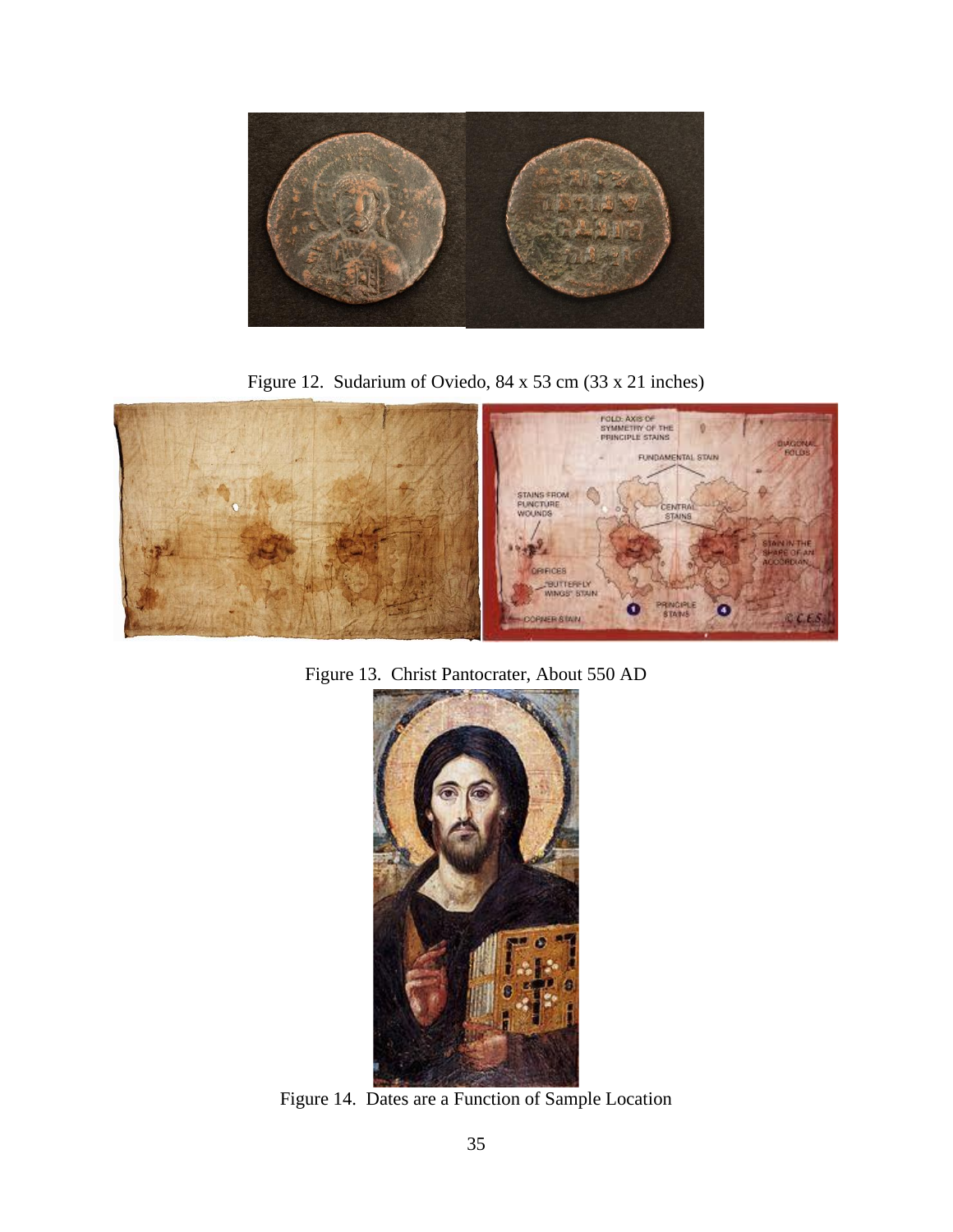Figure 12. Sudarium of Oviedo, 84 x 53 cm (33 x 21 inches)

Figure 13. Christ Pantocrater, About 550 AD

Figure 14. Dates are a Function of Sample Location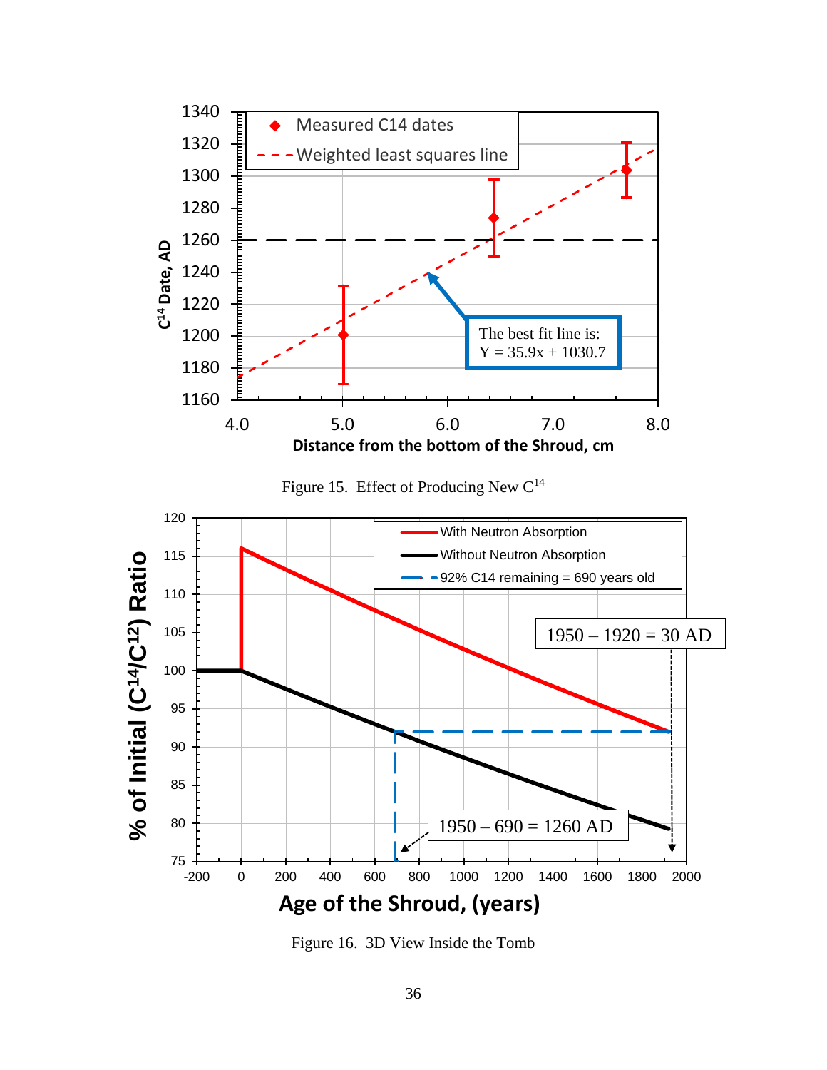Figure 15. Effect of Producing New $C^{14}$

Figure 16. 3D View Inside the Tomb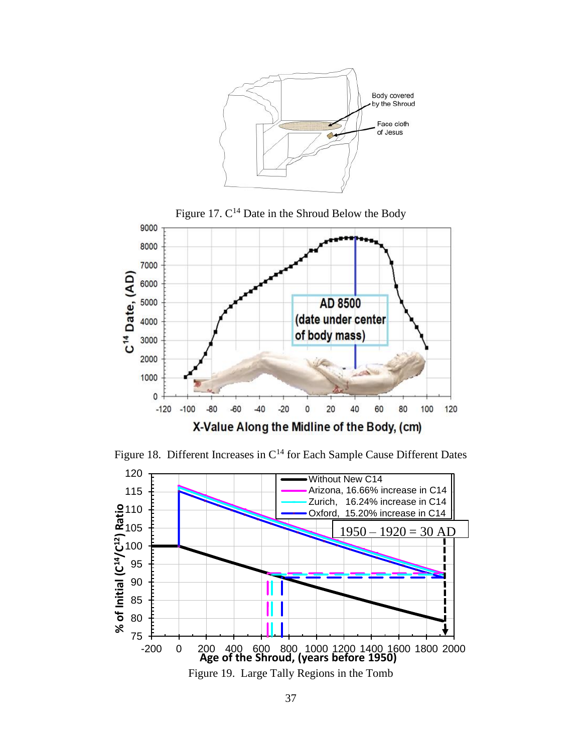Figure 17. $C^{14}$ Date in the Shroud Below the Body

Figure 18. Different Increases in $C^{14}$ for Each Sample Cause Different Dates

Figure 19. Large Tally Regions in the Tomb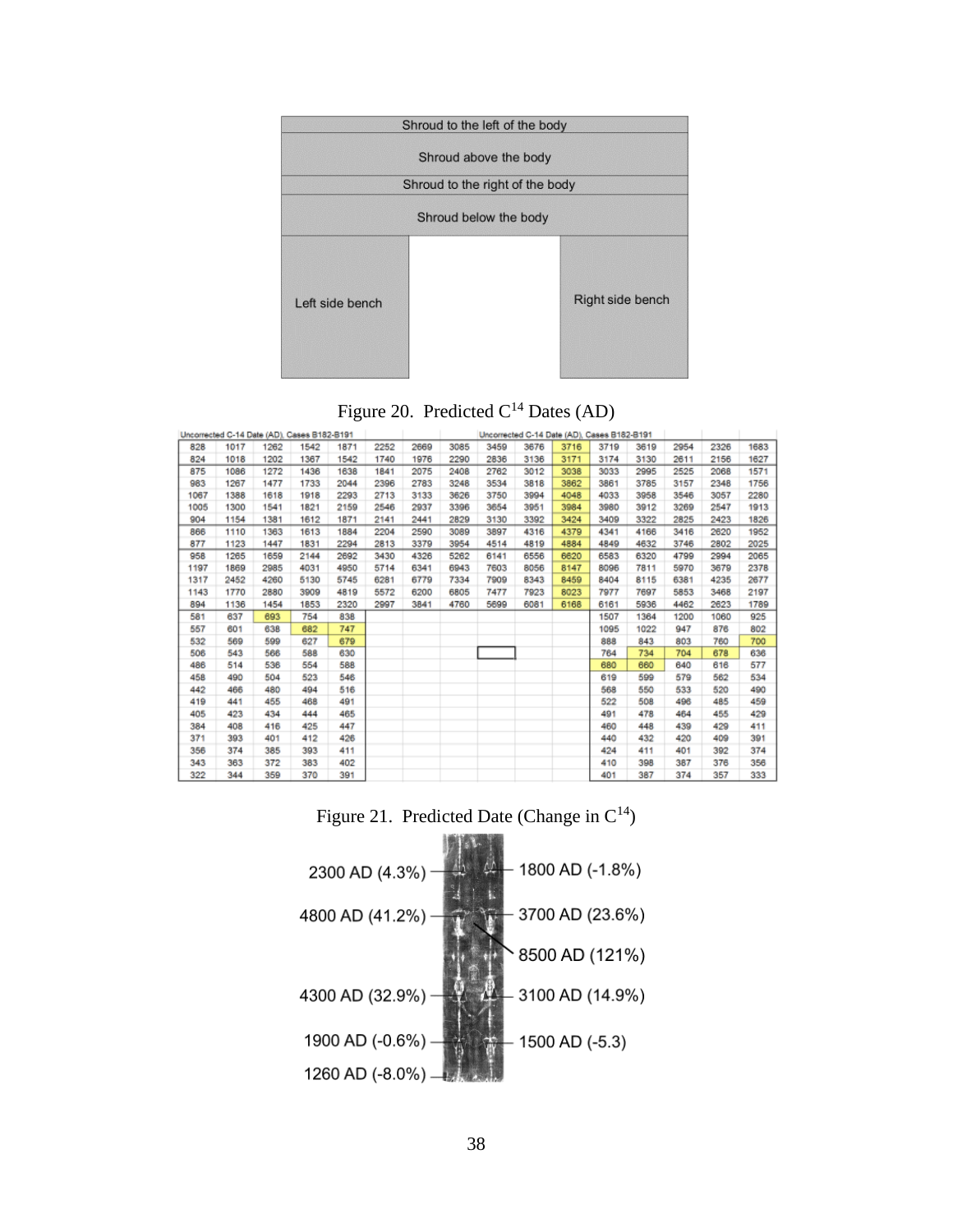Shroud to the left of the body

Shroud above the body

Shroud to the right of the body

Shroud below the body

Left side bench

Right side bench

Figure 20. Predicted $C^{14}$ Dates (AD)

| Uncorrected C-14 Date (AD), Cases B182-B191 | | | | | | | | Uncorrected C-14 Date (AD), Cases B182-B191 | | | | | | | |
|---|---|---|---|---|---|---|---|---|---|---|---|---|---|---|---|
| 828 | 1017 | 1262 | 1542 | 1871 | 2252 | 2669 | 3085 | 3459 | 3676 | 3716 | 3719 | 3619 | 2954 | 2326 | 1683 |
| 824 | 1018 | 1202 | 1367 | 1542 | 1740 | 1976 | 2290 | 2836 | 3136 | 3171 | 3174 | 3130 | 2611 | 2156 | 1627 |
| 875 | 1086 | 1272 | 1436 | 1638 | 1841 | 2075 | 2408 | 2762 | 3012 | 3038 | 3033 | 2995 | 2525 | 2068 | 1571 |
| 983 | 1267 | 1477 | 1733 | 2044 | 2396 | 2783 | 3248 | 3534 | 3818 | 3862 | 3861 | 3785 | 3157 | 2348 | 1756 |
| 1067 | 1388 | 1618 | 1918 | 2293 | 2713 | 3133 | 3626 | 3750 | 3994 | 4048 | 4033 | 3958 | 3546 | 3057 | 2280 |
| 1005 | 1300 | 1541 | 1821 | 2159 | 2546 | 2937 | 3396 | 3654 | 3951 | 3984 | 3980 | 3912 | 3269 | 2547 | 1913 |
| 904 | 1154 | 1381 | 1612 | 1871 | 2141 | 2441 | 2829 | 3130 | 3392 | 3424 | 3409 | 3322 | 2825 | 2423 | 1826 |
| 866 | 1110 | 1363 | 1613 | 1884 | 2204 | 2590 | 3089 | 3897 | 4316 | 4379 | 4341 | 4166 | 3416 | 2620 | 1952 |
| 877 | 1123 | 1447 | 1831 | 2294 | 2813 | 3379 | 3954 | 4514 | 4819 | 4884 | 4849 | 4632 | 3746 | 2802 | 2025 |
| 958 | 1265 | 1659 | 2144 | 2692 | 3430 | 4326 | 5262 | 6141 | 6556 | 6620 | 6583 | 6320 | 4799 | 2994 | 2065 |
| 1197 | 1869 | 2985 | 4031 | 4950 | 5714 | 6341 | 6943 | 7603 | 8056 | 8147 | 8096 | 7811 | 5970 | 3679 | 2378 |
| 1317 | 2452 | 4260 | 5130 | 5745 | 6281 | 6779 | 7334 | 7909 | 8343 | 8459 | 8404 | 8115 | 6381 | 4235 | 2677 |
| 1143 | 1770 | 2880 | 3909 | 4819 | 5572 | 6200 | 6805 | 7477 | 7923 | 8023 | 7977 | 7697 | 5853 | 3468 | 2197 |
| 894 | 1136 | 1454 | 1853 | 2320 | 2997 | 3841 | 4760 | 5699 | 6081 | 6168 | 6161 | 5936 | 4462 | 2623 | 1789 |
| 581 | 637 | 693 | 754 | 838 | | | | | | | 1507 | 1364 | 1200 | 1060 | 925 |
| 557 | 601 | 638 | 682 | 747 | | | | | | | 1095 | 1022 | 947 | 876 | 802 |
| 532 | 569 | 599 | 627 | 679 | | | | | | | 888 | 843 | 803 | 760 | 700 |
| 506 | 543 | 566 | 588 | 630 | | | | | | | 764 | 734 | 704 | 678 | 636 |
| 486 | 514 | 536 | 554 | 588 | | | | | | | 680 | 660 | 640 | 616 | 577 |
| 458 | 490 | 504 | 523 | 546 | | | | | | | 619 | 599 | 579 | 562 | 534 |
| 442 | 466 | 480 | 494 | 516 | | | | | | | 568 | 550 | 533 | 520 | 490 |
| 419 | 441 | 455 | 468 | 491 | | | | | | | 522 | 508 | 496 | 485 | 459 |
| 405 | 423 | 434 | 444 | 465 | | | | | | | 491 | 478 | 464 | 455 | 429 |
| 384 | 408 | 416 | 425 | 447 | | | | | | | 460 | 448 | 439 | 429 | 411 |
| 371 | 393 | 401 | 412 | 426 | | | | | | | 440 | 432 | 420 | 409 | 391 |
| 356 | 374 | 385 | 393 | 411 | | | | | | | 424 | 411 | 401 | 392 | 374 |
| 343 | 363 | 372 | 383 | 402 | | | | | | | 410 | 398 | 387 | 376 | 356 |
| 322 | 344 | 359 | 370 | 391 | | | | | | | 401 | 387 | 374 | 357 | 333 |

Figure 21. Predicted Date (Change in $C^{14}$)

2300 AD (4.3%)

1800 AD (-1.8%)

4800 AD (41.2%)

3700 AD (23.6%)

8500 AD (121%)

4300 AD (32.9%)

3100 AD (14.9%)

1900 AD (-0.6%)

1500 AD (-5.3)

1260 AD (-8.0%)